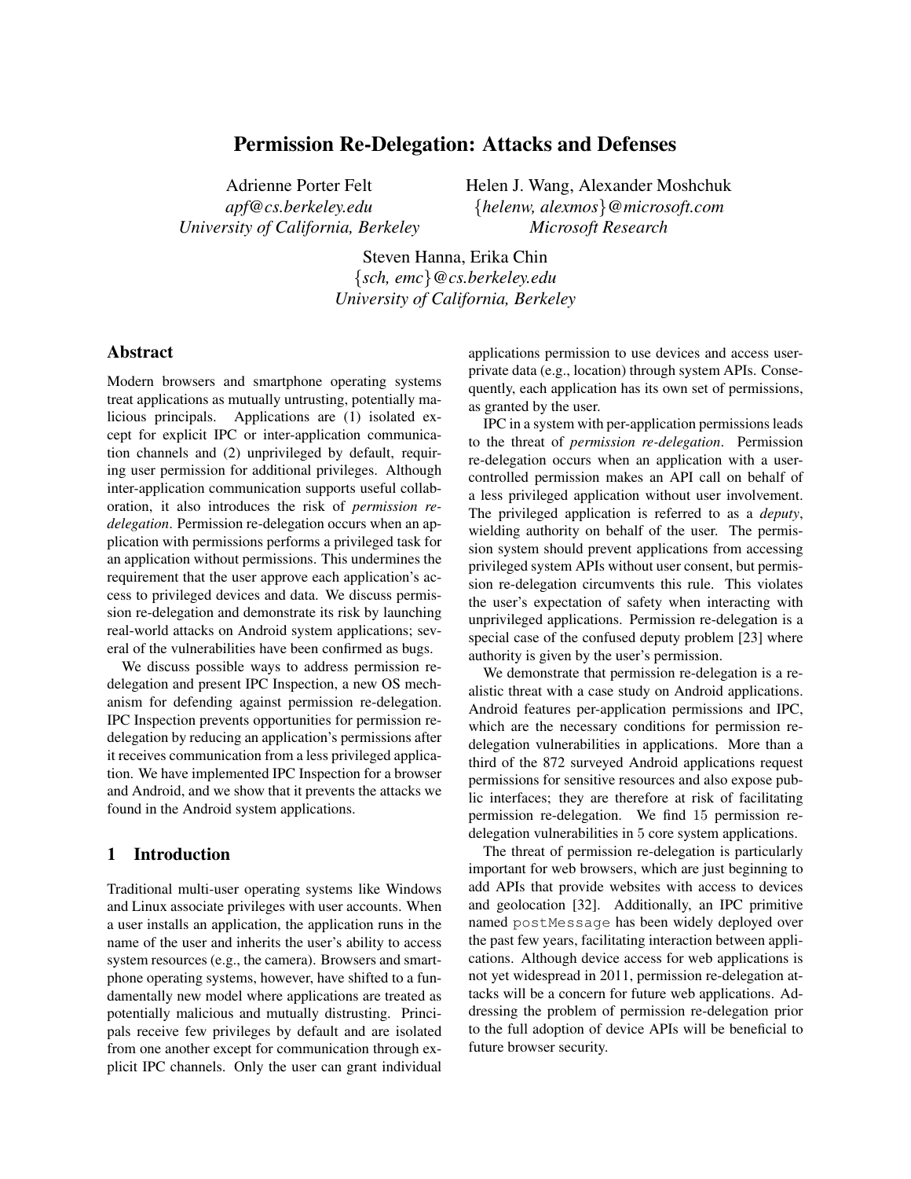# Permission Re-Delegation: Attacks and Defenses

Adrienne Porter Felt
*apf@cs.berkeley.edu*
*University of California, Berkeley*

Helen J. Wang, Alexander Moshchuk
*{helenw, alexmos}@microsoft.com*
*Microsoft Research*

Steven Hanna, Erika Chin
*{sch, emc}@cs.berkeley.edu*
*University of California, Berkeley*

## Abstract

Modern browsers and smartphone operating systems treat applications as mutually untrusting, potentially malicious principals. Applications are (1) isolated except for explicit IPC or inter-application communication channels and (2) unprivileged by default, requiring user permission for additional privileges. Although inter-application communication supports useful collaboration, it also introduces the risk of *permission re-delegation*. Permission re-delegation occurs when an application with permissions performs a privileged task for an application without permissions. This undermines the requirement that the user approve each application's access to privileged devices and data. We discuss permission re-delegation and demonstrate its risk by launching real-world attacks on Android system applications; several of the vulnerabilities have been confirmed as bugs.

We discuss possible ways to address permission re-delegation and present IPC Inspection, a new OS mechanism for defending against permission re-delegation. IPC Inspection prevents opportunities for permission re-delegation by reducing an application's permissions after it receives communication from a less privileged application. We have implemented IPC Inspection for a browser and Android, and we show that it prevents the attacks we found in the Android system applications.

## 1 Introduction

Traditional multi-user operating systems like Windows and Linux associate privileges with user accounts. When a user installs an application, the application runs in the name of the user and inherits the user's ability to access system resources (e.g., the camera). Browsers and smartphone operating systems, however, have shifted to a fundamentally new model where applications are treated as potentially malicious and mutually distrusting. Principals receive few privileges by default and are isolated from one another except for communication through explicit IPC channels. Only the user can grant individual applications permission to use devices and access user-private data (e.g., location) through system APIs. Consequently, each application has its own set of permissions, as granted by the user.

IPC in a system with per-application permissions leads to the threat of *permission re-delegation*. Permission re-delegation occurs when an application with a user-controlled permission makes an API call on behalf of a less privileged application without user involvement. The privileged application is referred to as a *deputy*, wielding authority on behalf of the user. The permission system should prevent applications from accessing privileged system APIs without user consent, but permission re-delegation circumvents this rule. This violates the user's expectation of safety when interacting with unprivileged applications. Permission re-delegation is a special case of the confused deputy problem [23] where authority is given by the user's permission.

We demonstrate that permission re-delegation is a realistic threat with a case study on Android applications. Android features per-application permissions and IPC, which are the necessary conditions for permission re-delegation vulnerabilities in applications. More than a third of the 872 surveyed Android applications request permissions for sensitive resources and also expose public interfaces; they are therefore at risk of facilitating permission re-delegation. We find 15 permission re-delegation vulnerabilities in 5 core system applications.

The threat of permission re-delegation is particularly important for web browsers, which are just beginning to add APIs that provide websites with access to devices and geolocation [32]. Additionally, an IPC primitive named `postMessage` has been widely deployed over the past few years, facilitating interaction between applications. Although device access for web applications is not yet widespread in 2011, permission re-delegation attacks will be a concern for future web applications. Addressing the problem of permission re-delegation prior to the full adoption of device APIs will be beneficial to future browser security.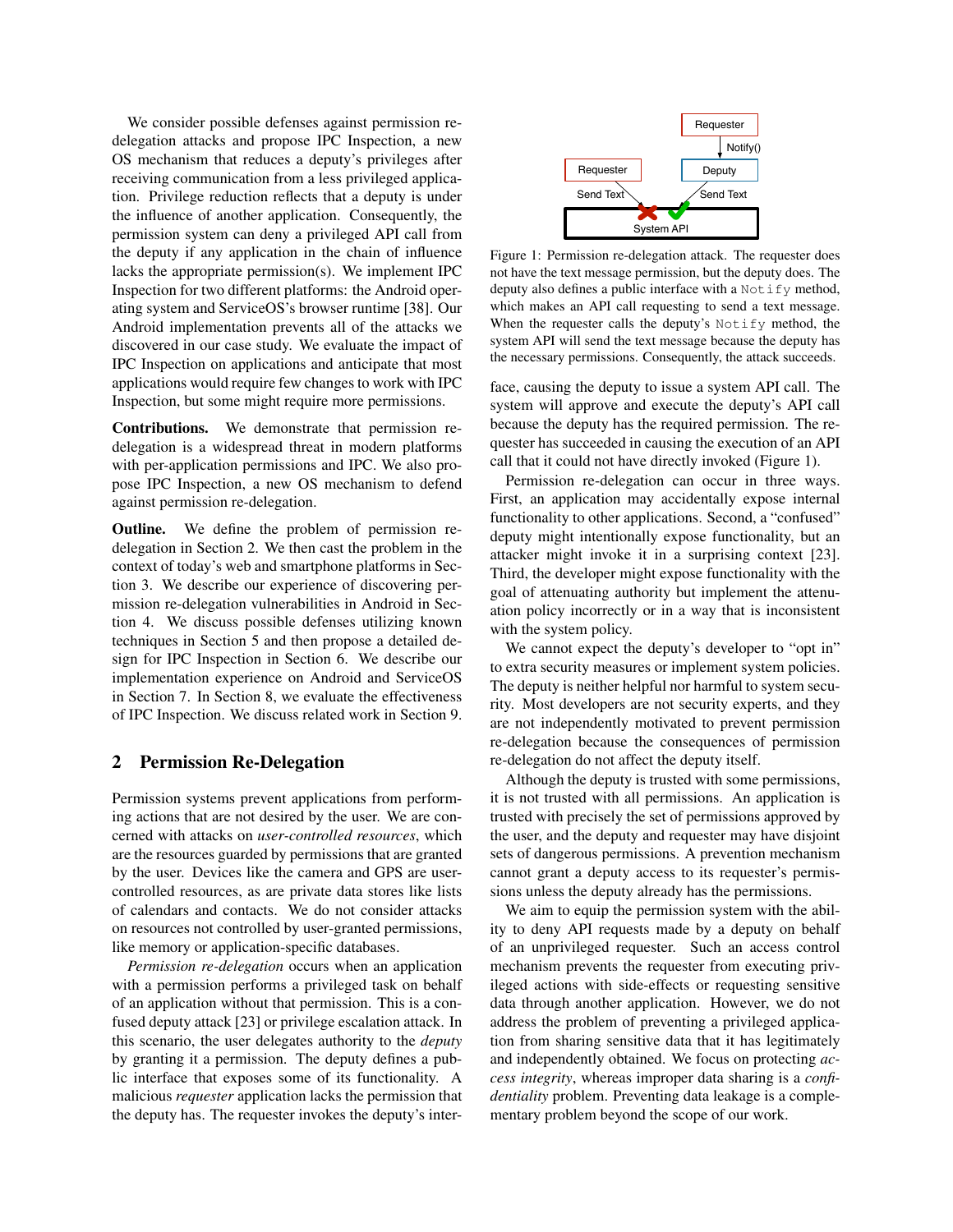We consider possible defenses against permission re-delegation attacks and propose IPC Inspection, a new OS mechanism that reduces a deputy's privileges after receiving communication from a less privileged application. Privilege reduction reflects that a deputy is under the influence of another application. Consequently, the permission system can deny a privileged API call from the deputy if any application in the chain of influence lacks the appropriate permission(s). We implement IPC Inspection for two different platforms: the Android operating system and ServiceOS's browser runtime [38]. Our Android implementation prevents all of the attacks we discovered in our case study. We evaluate the impact of IPC Inspection on applications and anticipate that most applications would require few changes to work with IPC Inspection, but some might require more permissions.

**Contributions.** We demonstrate that permission re-delegation is a widespread threat in modern platforms with per-application permissions and IPC. We also propose IPC Inspection, a new OS mechanism to defend against permission re-delegation.

**Outline.** We define the problem of permission re-delegation in Section 2. We then cast the problem in the context of today's web and smartphone platforms in Section 3. We describe our experience of discovering permission re-delegation vulnerabilities in Android in Section 4. We discuss possible defenses utilizing known techniques in Section 5 and then propose a detailed design for IPC Inspection in Section 6. We describe our implementation experience on Android and ServiceOS in Section 7. In Section 8, we evaluate the effectiveness of IPC Inspection. We discuss related work in Section 9.

## 2 Permission Re-Delegation

Permission systems prevent applications from performing actions that are not desired by the user. We are concerned with attacks on *user-controlled resources*, which are the resources guarded by permissions that are granted by the user. Devices like the camera and GPS are user-controlled resources, as are private data stores like lists of calendars and contacts. We do not consider attacks on resources not controlled by user-granted permissions, like memory or application-specific databases.

*Permission re-delegation* occurs when an application with a permission performs a privileged task on behalf of an application without that permission. This is a confused deputy attack [23] or privilege escalation attack. In this scenario, the user delegates authority to the *deputy* by granting it a permission. The deputy defines a public interface that exposes some of its functionality. A malicious *requester* application lacks the permission that the deputy has. The requester invokes the deputy's interface, causing the deputy to issue a system API call. The system will approve and execute the deputy's API call because the deputy has the required permission. The requester has succeeded in causing the execution of an API call that it could not have directly invoked (Figure 1).

Figure 1: Permission re-delegation attack. The requester does not have the text message permission, but the deputy does. The deputy also defines a public interface with a `Notify` method, which makes an API call requesting to send a text message. When the requester calls the deputy's `Notify` method, the system API will send the text message because the deputy has the necessary permissions. Consequently, the attack succeeds.

Permission re-delegation can occur in three ways. First, an application may accidentally expose internal functionality to other applications. Second, a "confused" deputy might intentionally expose functionality, but an attacker might invoke it in a surprising context [23]. Third, the developer might expose functionality with the goal of attenuating authority but implement the attenuation policy incorrectly or in a way that is inconsistent with the system policy.

We cannot expect the deputy's developer to "opt in" to extra security measures or implement system policies. The deputy is neither helpful nor harmful to system security. Most developers are not security experts, and they are not independently motivated to prevent permission re-delegation because the consequences of permission re-delegation do not affect the deputy itself.

Although the deputy is trusted with some permissions, it is not trusted with all permissions. An application is trusted with precisely the set of permissions approved by the user, and the deputy and requester may have disjoint sets of dangerous permissions. A prevention mechanism cannot grant a deputy access to its requester's permissions unless the deputy already has the permissions.

We aim to equip the permission system with the ability to deny API requests made by a deputy on behalf of an unprivileged requester. Such an access control mechanism prevents the requester from executing privileged actions with side-effects or requesting sensitive data through another application. However, we do not address the problem of preventing a privileged application from sharing sensitive data that it has legitimately and independently obtained. We focus on protecting *access integrity*, whereas improper data sharing is a *confidentiality* problem. Preventing data leakage is a complementary problem beyond the scope of our work.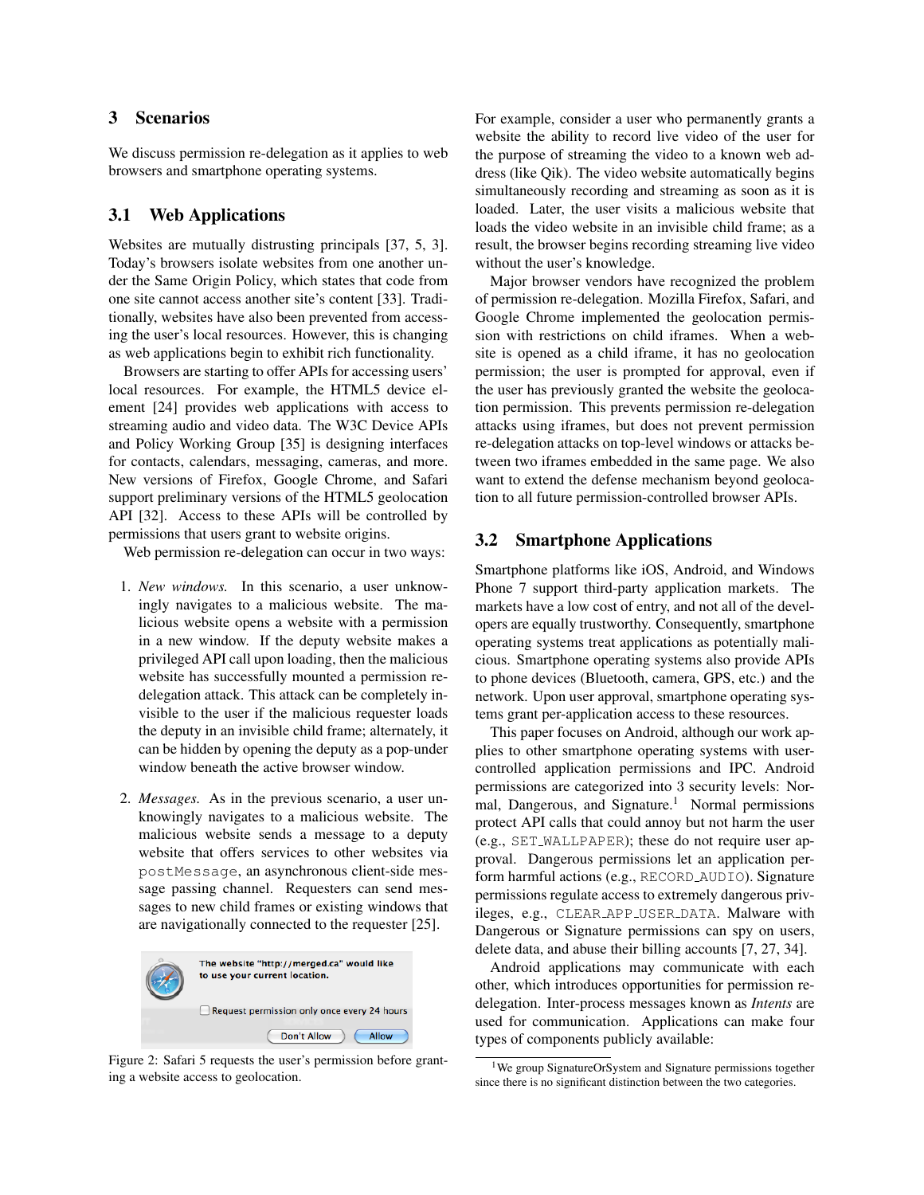## 3 Scenarios

We discuss permission re-delegation as it applies to web browsers and smartphone operating systems.

### 3.1 Web Applications

Websites are mutually distrusting principals [37, 5, 3]. Today's browsers isolate websites from one another under the Same Origin Policy, which states that code from one site cannot access another site's content [33]. Traditionally, websites have also been prevented from accessing the user's local resources. However, this is changing as web applications begin to exhibit rich functionality.

Browsers are starting to offer APIs for accessing users' local resources. For example, the HTML5 device element [24] provides web applications with access to streaming audio and video data. The W3C Device APIs and Policy Working Group [35] is designing interfaces for contacts, calendars, messaging, cameras, and more. New versions of Firefox, Google Chrome, and Safari support preliminary versions of the HTML5 geolocation API [32]. Access to these APIs will be controlled by permissions that users grant to website origins.

Web permission re-delegation can occur in two ways:

1. *New windows.* In this scenario, a user unknowingly navigates to a malicious website. The malicious website opens a website with a permission in a new window. If the deputy website makes a privileged API call upon loading, then the malicious website has successfully mounted a permission re-delegation attack. This attack can be completely invisible to the user if the malicious requester loads the deputy in an invisible child frame; alternately, it can be hidden by opening the deputy as a pop-under window beneath the active browser window.

2. *Messages.* As in the previous scenario, a user unknowingly navigates to a malicious website. The malicious website sends a message to a deputy website that offers services to other websites via `postMessage`, an asynchronous client-side message passing channel. Requesters can send messages to new child frames or existing windows that are navigationally connected to the requester [25].

The website "http://merged.ca" would like to use your current location.

Request permission only once every 24 hours

Don't Allow | Allow

Figure 2: Safari 5 requests the user's permission before granting a website access to geolocation.

For example, consider a user who permanently grants a website the ability to record live video of the user for the purpose of streaming the video to a known web address (like Qik). The video website automatically begins simultaneously recording and streaming as soon as it is loaded. Later, the user visits a malicious website that loads the video website in an invisible child frame; as a result, the browser begins recording streaming live video without the user's knowledge.

Major browser vendors have recognized the problem of permission re-delegation. Mozilla Firefox, Safari, and Google Chrome implemented the geolocation permission with restrictions on child iframes. When a website is opened as a child iframe, it has no geolocation permission; the user is prompted for approval, even if the user has previously granted the website the geolocation permission. This prevents permission re-delegation attacks using iframes, but does not prevent permission re-delegation attacks on top-level windows or attacks between two iframes embedded in the same page. We also want to extend the defense mechanism beyond geolocation to all future permission-controlled browser APIs.

### 3.2 Smartphone Applications

Smartphone platforms like iOS, Android, and Windows Phone 7 support third-party application markets. The markets have a low cost of entry, and not all of the developers are equally trustworthy. Consequently, smartphone operating systems treat applications as potentially malicious. Smartphone operating systems also provide APIs to phone devices (Bluetooth, camera, GPS, etc.) and the network. Upon user approval, smartphone operating systems grant per-application access to these resources.

This paper focuses on Android, although our work applies to other smartphone operating systems with user-controlled application permissions and IPC. Android permissions are categorized into 3 security levels: Normal, Dangerous, and Signature.[1] Normal permissions protect API calls that could annoy but not harm the user (e.g., `SET_WALLPAPER`); these do not require user approval. Dangerous permissions let an application perform harmful actions (e.g., `RECORD_AUDIO`). Signature permissions regulate access to extremely dangerous privileges, e.g., `CLEAR_APP_USER_DATA`. Malware with Dangerous or Signature permissions can spy on users, delete data, and abuse their billing accounts [7, 27, 34].

Android applications may communicate with each other, which introduces opportunities for permission re-delegation. Inter-process messages known as *Intents* are used for communication. Applications can make four types of components publicly available:

[1] We group SignatureOrSystem and Signature permissions together since there is no significant distinction between the two categories.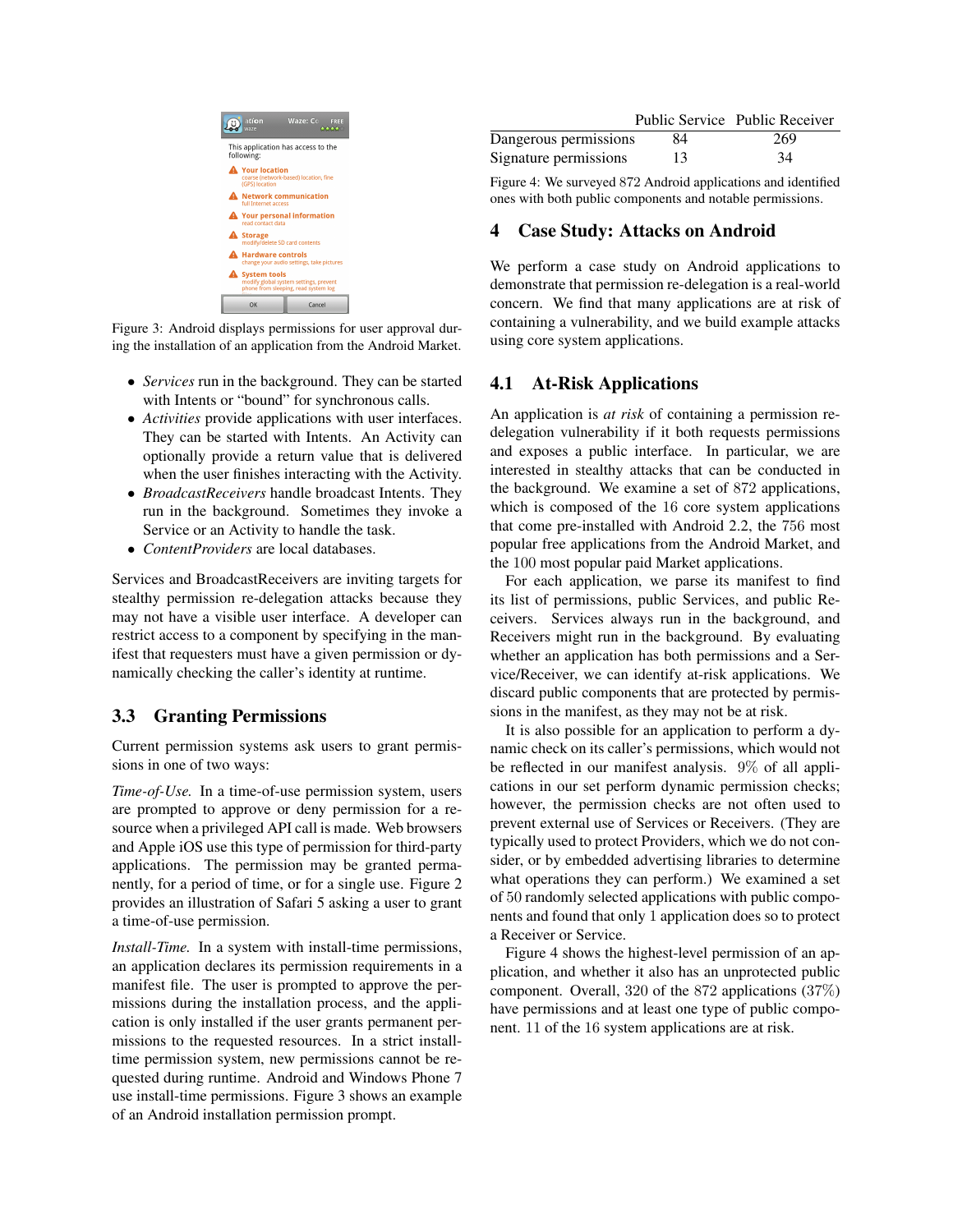Figure 3: Android displays permissions for user approval during the installation of an application from the Android Market.

- *Services* run in the background. They can be started with Intents or "bound" for synchronous calls.
- *Activities* provide applications with user interfaces. They can be started with Intents. An Activity can optionally provide a return value that is delivered when the user finishes interacting with the Activity.
- *BroadcastReceivers* handle broadcast Intents. They run in the background. Sometimes they invoke a Service or an Activity to handle the task.
- *ContentProviders* are local databases.

Services and BroadcastReceivers are inviting targets for stealthy permission re-delegation attacks because they may not have a visible user interface. A developer can restrict access to a component by specifying in the manifest that requesters must have a given permission or dynamically checking the caller's identity at runtime.

## 3.3 Granting Permissions

Current permission systems ask users to grant permissions in one of two ways:

*Time-of-Use.* In a time-of-use permission system, users are prompted to approve or deny permission for a resource when a privileged API call is made. Web browsers and Apple iOS use this type of permission for third-party applications. The permission may be granted permanently, for a period of time, or for a single use. Figure 2 provides an illustration of Safari 5 asking a user to grant a time-of-use permission.

*Install-Time.* In a system with install-time permissions, an application declares its permission requirements in a manifest file. The user is prompted to approve the permissions during the installation process, and the application is only installed if the user grants permanent permissions to the requested resources. In a strict install-time permission system, new permissions cannot be requested during runtime. Android and Windows Phone 7 use install-time permissions. Figure 3 shows an example of an Android installation permission prompt.

| | Public Service | Public Receiver |
|---|---|---|
| Dangerous permissions | 84 | 269 |
| Signature permissions | 13 | 34 |

Figure 4: We surveyed 872 Android applications and identified ones with both public components and notable permissions.

# 4 Case Study: Attacks on Android

We perform a case study on Android applications to demonstrate that permission re-delegation is a real-world concern. We find that many applications are at risk of containing a vulnerability, and we build example attacks using core system applications.

## 4.1 At-Risk Applications

An application is *at risk* of containing a permission re-delegation vulnerability if it both requests permissions and exposes a public interface. In particular, we are interested in stealthy attacks that can be conducted in the background. We examine a set of 872 applications, which is composed of the 16 core system applications that come pre-installed with Android 2.2, the 756 most popular free applications from the Android Market, and the 100 most popular paid Market applications.

For each application, we parse its manifest to find its list of permissions, public Services, and public Receivers. Services always run in the background, and Receivers might run in the background. By evaluating whether an application has both permissions and a Service/Receiver, we can identify at-risk applications. We discard public components that are protected by permissions in the manifest, as they may not be at risk.

It is also possible for an application to perform a dynamic check on its caller's permissions, which would not be reflected in our manifest analysis. 9% of all applications in our set perform dynamic permission checks; however, the permission checks are not often used to prevent external use of Services or Receivers. (They are typically used to protect Providers, which we do not consider, or by embedded advertising libraries to determine what operations they can perform.) We examined a set of 50 randomly selected applications with public components and found that only 1 application does so to protect a Receiver or Service.

Figure 4 shows the highest-level permission of an application, and whether it also has an unprotected public component. Overall, 320 of the 872 applications (37%) have permissions and at least one type of public component. 11 of the 16 system applications are at risk.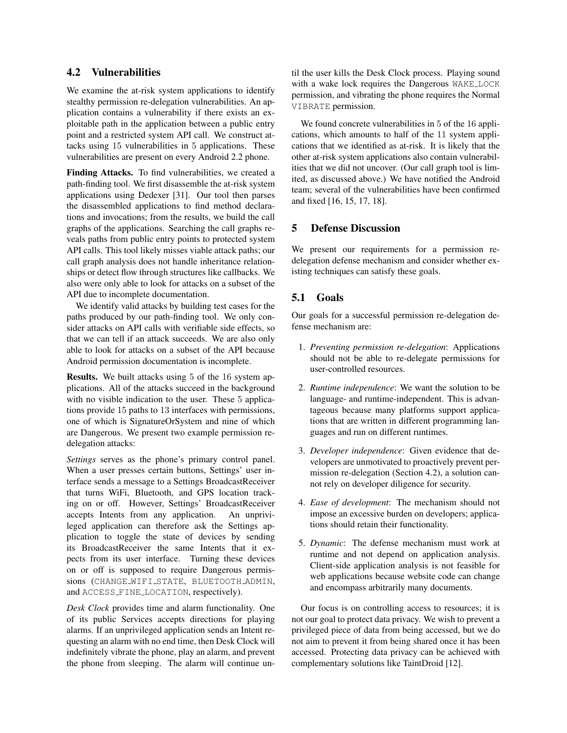## 4.2 Vulnerabilities

We examine the at-risk system applications to identify stealthy permission re-delegation vulnerabilities. An application contains a vulnerability if there exists an exploitable path in the application between a public entry point and a restricted system API call. We construct attacks using 15 vulnerabilities in 5 applications. These vulnerabilities are present on every Android 2.2 phone.

**Finding Attacks.** To find vulnerabilities, we created a path-finding tool. We first disassemble the at-risk system applications using Dedexer [31]. Our tool then parses the disassembled applications to find method declarations and invocations; from the results, we build the call graphs of the applications. Searching the call graphs reveals paths from public entry points to protected system API calls. This tool likely misses viable attack paths; our call graph analysis does not handle inheritance relationships or detect flow through structures like callbacks. We also were only able to look for attacks on a subset of the API due to incomplete documentation.

We identify valid attacks by building test cases for the paths produced by our path-finding tool. We only consider attacks on API calls with verifiable side effects, so that we can tell if an attack succeeds. We are also only able to look for attacks on a subset of the API because Android permission documentation is incomplete.

**Results.** We built attacks using 5 of the 16 system applications. All of the attacks succeed in the background with no visible indication to the user. These 5 applications provide 15 paths to 13 interfaces with permissions, one of which is SignatureOrSystem and nine of which are Dangerous. We present two example permission re-delegation attacks:

*Settings* serves as the phone's primary control panel. When a user presses certain buttons, Settings' user interface sends a message to a Settings BroadcastReceiver that turns WiFi, Bluetooth, and GPS location tracking on or off. However, Settings' BroadcastReceiver accepts Intents from any application. An unprivileged application can therefore ask the Settings application to toggle the state of devices by sending its BroadcastReceiver the same Intents that it expects from its user interface. Turning these devices on or off is supposed to require Dangerous permissions (`CHANGE_WIFI_STATE`, `BLUETOOTH_ADMIN`, and `ACCESS_FINE_LOCATION`, respectively).

*Desk Clock* provides time and alarm functionality. One of its public Services accepts directions for playing alarms. If an unprivileged application sends an Intent requesting an alarm with no end time, then Desk Clock will indefinitely vibrate the phone, play an alarm, and prevent the phone from sleeping. The alarm will continue until the user kills the Desk Clock process. Playing sound with a wake lock requires the Dangerous `WAKE_LOCK` permission, and vibrating the phone requires the Normal `VIBRATE` permission.

We found concrete vulnerabilities in 5 of the 16 applications, which amounts to half of the 11 system applications that we identified as at-risk. It is likely that the other at-risk system applications also contain vulnerabilities that we did not uncover. (Our call graph tool is limited, as discussed above.) We have notified the Android team; several of the vulnerabilities have been confirmed and fixed [16, 15, 17, 18].

# 5 Defense Discussion

We present our requirements for a permission re-delegation defense mechanism and consider whether existing techniques can satisfy these goals.

## 5.1 Goals

Our goals for a successful permission re-delegation defense mechanism are:

1. *Preventing permission re-delegation*: Applications should not be able to re-delegate permissions for user-controlled resources.
2. *Runtime independence*: We want the solution to be language- and runtime-independent. This is advantageous because many platforms support applications that are written in different programming languages and run on different runtimes.
3. *Developer independence*: Given evidence that developers are unmotivated to proactively prevent permission re-delegation (Section 4.2), a solution cannot rely on developer diligence for security.
4. *Ease of development*: The mechanism should not impose an excessive burden on developers; applications should retain their functionality.
5. *Dynamic*: The defense mechanism must work at runtime and not depend on application analysis. Client-side application analysis is not feasible for web applications because website code can change and encompass arbitrarily many documents.

Our focus is on controlling access to resources; it is not our goal to protect data privacy. We wish to prevent a privileged piece of data from being accessed, but we do not aim to prevent it from being shared once it has been accessed. Protecting data privacy can be achieved with complementary solutions like TaintDroid [12].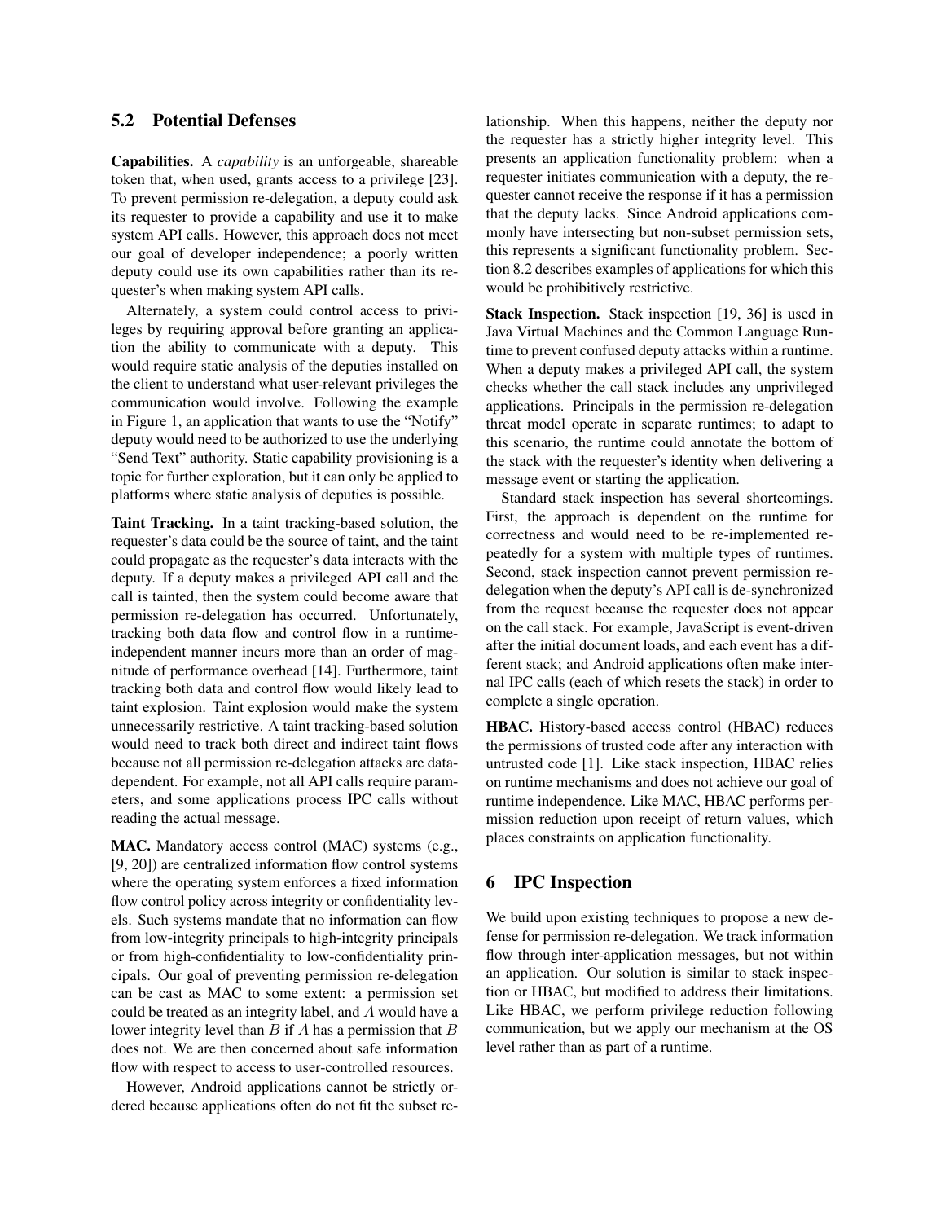## 5.2 Potential Defenses

**Capabilities.** A *capability* is an unforgeable, shareable token that, when used, grants access to a privilege [23]. To prevent permission re-delegation, a deputy could ask its requester to provide a capability and use it to make system API calls. However, this approach does not meet our goal of developer independence; a poorly written deputy could use its own capabilities rather than its requester's when making system API calls.

Alternately, a system could control access to privileges by requiring approval before granting an application the ability to communicate with a deputy. This would require static analysis of the deputies installed on the client to understand what user-relevant privileges the communication would involve. Following the example in Figure 1, an application that wants to use the "Notify" deputy would need to be authorized to use the underlying "Send Text" authority. Static capability provisioning is a topic for further exploration, but it can only be applied to platforms where static analysis of deputies is possible.

**Taint Tracking.** In a taint tracking-based solution, the requester's data could be the source of taint, and the taint could propagate as the requester's data interacts with the deputy. If a deputy makes a privileged API call and the call is tainted, then the system could become aware that permission re-delegation has occurred. Unfortunately, tracking both data flow and control flow in a runtime-independent manner incurs more than an order of magnitude of performance overhead [14]. Furthermore, taint tracking both data and control flow would likely lead to taint explosion. Taint explosion would make the system unnecessarily restrictive. A taint tracking-based solution would need to track both direct and indirect taint flows because not all permission re-delegation attacks are data-dependent. For example, not all API calls require parameters, and some applications process IPC calls without reading the actual message.

**MAC.** Mandatory access control (MAC) systems (e.g., [9, 20]) are centralized information flow control systems where the operating system enforces a fixed information flow control policy across integrity or confidentiality levels. Such systems mandate that no information can flow from low-integrity principals to high-integrity principals or from high-confidentiality to low-confidentiality principals. Our goal of preventing permission re-delegation can be cast as MAC to some extent: a permission set could be treated as an integrity label, and $A$ would have a lower integrity level than $B$ if $A$ has a permission that $B$ does not. We are then concerned about safe information flow with respect to access to user-controlled resources.

However, Android applications cannot be strictly ordered because applications often do not fit the subset relationship. When this happens, neither the deputy nor the requester has a strictly higher integrity level. This presents an application functionality problem: when a requester initiates communication with a deputy, the requester cannot receive the response if it has a permission that the deputy lacks. Since Android applications commonly have intersecting but non-subset permission sets, this represents a significant functionality problem. Section 8.2 describes examples of applications for which this would be prohibitively restrictive.

**Stack Inspection.** Stack inspection [19, 36] is used in Java Virtual Machines and the Common Language Runtime to prevent confused deputy attacks within a runtime. When a deputy makes a privileged API call, the system checks whether the call stack includes any unprivileged applications. Principals in the permission re-delegation threat model operate in separate runtimes; to adapt to this scenario, the runtime could annotate the bottom of the stack with the requester's identity when delivering a message event or starting the application.

Standard stack inspection has several shortcomings. First, the approach is dependent on the runtime for correctness and would need to be re-implemented repeatedly for a system with multiple types of runtimes. Second, stack inspection cannot prevent permission re-delegation when the deputy's API call is de-synchronized from the request because the requester does not appear on the call stack. For example, JavaScript is event-driven after the initial document loads, and each event has a different stack; and Android applications often make internal IPC calls (each of which resets the stack) in order to complete a single operation.

**HBAC.** History-based access control (HBAC) reduces the permissions of trusted code after any interaction with untrusted code [1]. Like stack inspection, HBAC relies on runtime mechanisms and does not achieve our goal of runtime independence. Like MAC, HBAC performs permission reduction upon receipt of return values, which places constraints on application functionality.

# 6 IPC Inspection

We build upon existing techniques to propose a new defense for permission re-delegation. We track information flow through inter-application messages, but not within an application. Our solution is similar to stack inspection or HBAC, but modified to address their limitations. Like HBAC, we perform privilege reduction following communication, but we apply our mechanism at the OS level rather than as part of a runtime.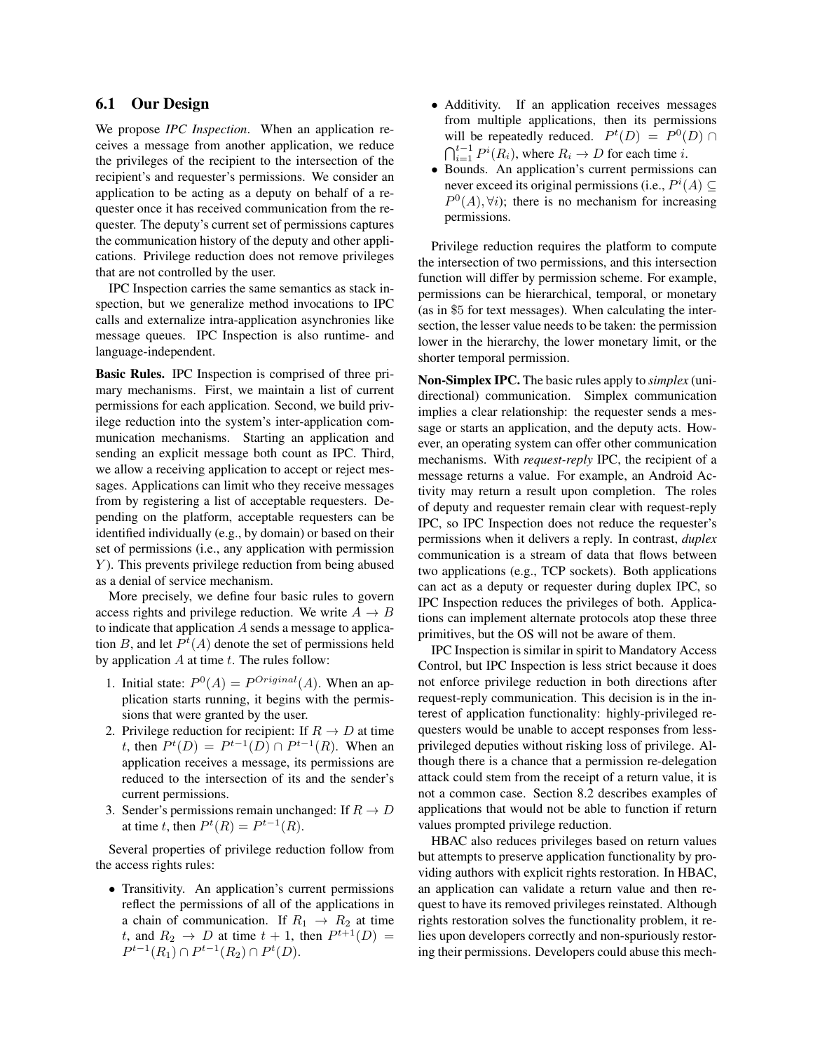### 6.1 Our Design

We propose *IPC Inspection*. When an application receives a message from another application, we reduce the privileges of the recipient to the intersection of the recipient's and requester's permissions. We consider an application to be acting as a deputy on behalf of a requester once it has received communication from the requester. The deputy's current set of permissions captures the communication history of the deputy and other applications. Privilege reduction does not remove privileges that are not controlled by the user.

IPC Inspection carries the same semantics as stack inspection, but we generalize method invocations to IPC calls and externalize intra-application asynchronies like message queues. IPC Inspection is also runtime- and language-independent.

**Basic Rules.** IPC Inspection is comprised of three primary mechanisms. First, we maintain a list of current permissions for each application. Second, we build privilege reduction into the system's inter-application communication mechanisms. Starting an application and sending an explicit message both count as IPC. Third, we allow a receiving application to accept or reject messages. Applications can limit who they receive messages from by registering a list of acceptable requesters. Depending on the platform, acceptable requesters can be identified individually (e.g., by domain) or based on their set of permissions (i.e., any application with permission $Y$). This prevents privilege reduction from being abused as a denial of service mechanism.

More precisely, we define four basic rules to govern access rights and privilege reduction. We write $A \rightarrow B$ to indicate that application $A$ sends a message to application $B$, and let $P^t(A)$ denote the set of permissions held by application $A$ at time $t$. The rules follow:

1. Initial state: $P^0(A) = P^{Original}(A)$. When an application starts running, it begins with the permissions that were granted by the user.
2. Privilege reduction for recipient: If $R \rightarrow D$ at time $t$, then $P^t(D) = P^{t-1}(D) \cap P^{t-1}(R)$. When an application receives a message, its permissions are reduced to the intersection of its and the sender's current permissions.
3. Sender's permissions remain unchanged: If $R \rightarrow D$ at time $t$, then $P^t(R) = P^{t-1}(R)$.

Several properties of privilege reduction follow from the access rights rules:

- Transitivity. An application's current permissions reflect the permissions of all of the applications in a chain of communication. If $R_1 \rightarrow R_2$ at time $t$, and $R_2 \rightarrow D$ at time $t+1$, then $P^{t+1}(D) = P^{t-1}(R_1) \cap P^{t-1}(R_2) \cap P^t(D)$.
- Additivity. If an application receives messages from multiple applications, then its permissions will be repeatedly reduced. $P^t(D) = P^0(D) \cap \bigcap_{i=1}^{t-1} P^i(R_i)$, where $R_i \rightarrow D$ for each time $i$.
- Bounds. An application's current permissions can never exceed its original permissions (i.e., $P^i(A) \subseteq P^0(A), \forall i$); there is no mechanism for increasing permissions.

Privilege reduction requires the platform to compute the intersection of two permissions, and this intersection function will differ by permission scheme. For example, permissions can be hierarchical, temporal, or monetary (as in \$5 for text messages). When calculating the intersection, the lesser value needs to be taken: the permission lower in the hierarchy, the lower monetary limit, or the shorter temporal permission.

**Non-Simplex IPC.** The basic rules apply to *simplex* (unidirectional) communication. Simplex communication implies a clear relationship: the requester sends a message or starts an application, and the deputy acts. However, an operating system can offer other communication mechanisms. With *request-reply* IPC, the recipient of a message returns a value. For example, an Android Activity may return a result upon completion. The roles of deputy and requester remain clear with request-reply IPC, so IPC Inspection does not reduce the requester's permissions when it delivers a reply. In contrast, *duplex* communication is a stream of data that flows between two applications (e.g., TCP sockets). Both applications can act as a deputy or requester during duplex IPC, so IPC Inspection reduces the privileges of both. Applications can implement alternate protocols atop these three primitives, but the OS will not be aware of them.

IPC Inspection is similar in spirit to Mandatory Access Control, but IPC Inspection is less strict because it does not enforce privilege reduction in both directions after request-reply communication. This decision is in the interest of application functionality: highly-privileged requesters would be unable to accept responses from less-privileged deputies without risking loss of privilege. Although there is a chance that a permission re-delegation attack could stem from the receipt of a return value, it is not a common case. Section 8.2 describes examples of applications that would not be able to function if return values prompted privilege reduction.

HBAC also reduces privileges based on return values but attempts to preserve application functionality by providing authors with explicit rights restoration. In HBAC, an application can validate a return value and then request to have its removed privileges reinstated. Although rights restoration solves the functionality problem, it relies upon developers correctly and non-spuriously restoring their permissions. Developers could abuse this mech-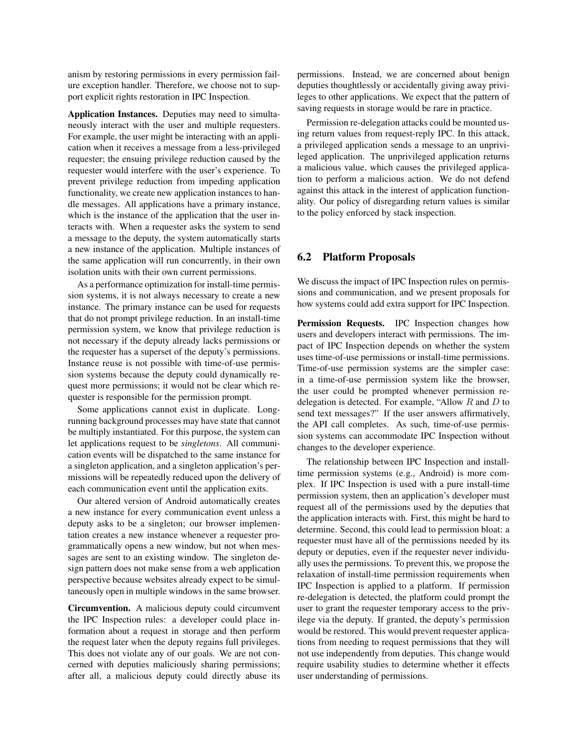anism by restoring permissions in every permission failure exception handler. Therefore, we choose not to support explicit rights restoration in IPC Inspection.

**Application Instances.** Deputies may need to simultaneously interact with the user and multiple requesters. For example, the user might be interacting with an application when it receives a message from a less-privileged requester; the ensuing privilege reduction caused by the requester would interfere with the user's experience. To prevent privilege reduction from impeding application functionality, we create new application instances to handle messages. All applications have a primary instance, which is the instance of the application that the user interacts with. When a requester asks the system to send a message to the deputy, the system automatically starts a new instance of the application. Multiple instances of the same application will run concurrently, in their own isolation units with their own current permissions.

As a performance optimization for install-time permission systems, it is not always necessary to create a new instance. The primary instance can be used for requests that do not prompt privilege reduction. In an install-time permission system, we know that privilege reduction is not necessary if the deputy already lacks permissions or the requester has a superset of the deputy's permissions. Instance reuse is not possible with time-of-use permission systems because the deputy could dynamically request more permissions; it would not be clear which requester is responsible for the permission prompt.

Some applications cannot exist in duplicate. Long-running background processes may have state that cannot be multiply instantiated. For this purpose, the system can let applications request to be *singletons*. All communication events will be dispatched to the same instance for a singleton application, and a singleton application's permissions will be repeatedly reduced upon the delivery of each communication event until the application exits.

Our altered version of Android automatically creates a new instance for every communication event unless a deputy asks to be a singleton; our browser implementation creates a new instance whenever a requester programmatically opens a new window, but not when messages are sent to an existing window. The singleton design pattern does not make sense from a web application perspective because websites already expect to be simultaneously open in multiple windows in the same browser.

**Circumvention.** A malicious deputy could circumvent the IPC Inspection rules: a developer could place information about a request in storage and then perform the request later when the deputy regains full privileges. This does not violate any of our goals. We are not concerned with deputies maliciously sharing permissions; after all, a malicious deputy could directly abuse its permissions. Instead, we are concerned about benign deputies thoughtlessly or accidentally giving away privileges to other applications. We expect that the pattern of saving requests in storage would be rare in practice.

Permission re-delegation attacks could be mounted using return values from request-reply IPC. In this attack, a privileged application sends a message to an unprivileged application. The unprivileged application returns a malicious value, which causes the privileged application to perform a malicious action. We do not defend against this attack in the interest of application functionality. Our policy of disregarding return values is similar to the policy enforced by stack inspection.

## 6.2 Platform Proposals

We discuss the impact of IPC Inspection rules on permissions and communication, and we present proposals for how systems could add extra support for IPC Inspection.

**Permission Requests.** IPC Inspection changes how users and developers interact with permissions. The impact of IPC Inspection depends on whether the system uses time-of-use permissions or install-time permissions. Time-of-use permission systems are the simpler case: in a time-of-use permission system like the browser, the user could be prompted whenever permission re-delegation is detected. For example, "Allow $R$ and $D$ to send text messages?" If the user answers affirmatively, the API call completes. As such, time-of-use permission systems can accommodate IPC Inspection without changes to the developer experience.

The relationship between IPC Inspection and install-time permission systems (e.g., Android) is more complex. If IPC Inspection is used with a pure install-time permission system, then an application's developer must request all of the permissions used by the deputies that the application interacts with. First, this might be hard to determine. Second, this could lead to permission bloat: a requester must have all of the permissions needed by its deputy or deputies, even if the requester never individually uses the permissions. To prevent this, we propose the relaxation of install-time permission requirements when IPC Inspection is applied to a platform. If permission re-delegation is detected, the platform could prompt the user to grant the requester temporary access to the privilege via the deputy. If granted, the deputy's permission would be restored. This would prevent requester applications from needing to request permissions that they will not use independently from deputies. This change would require usability studies to determine whether it effects user understanding of permissions.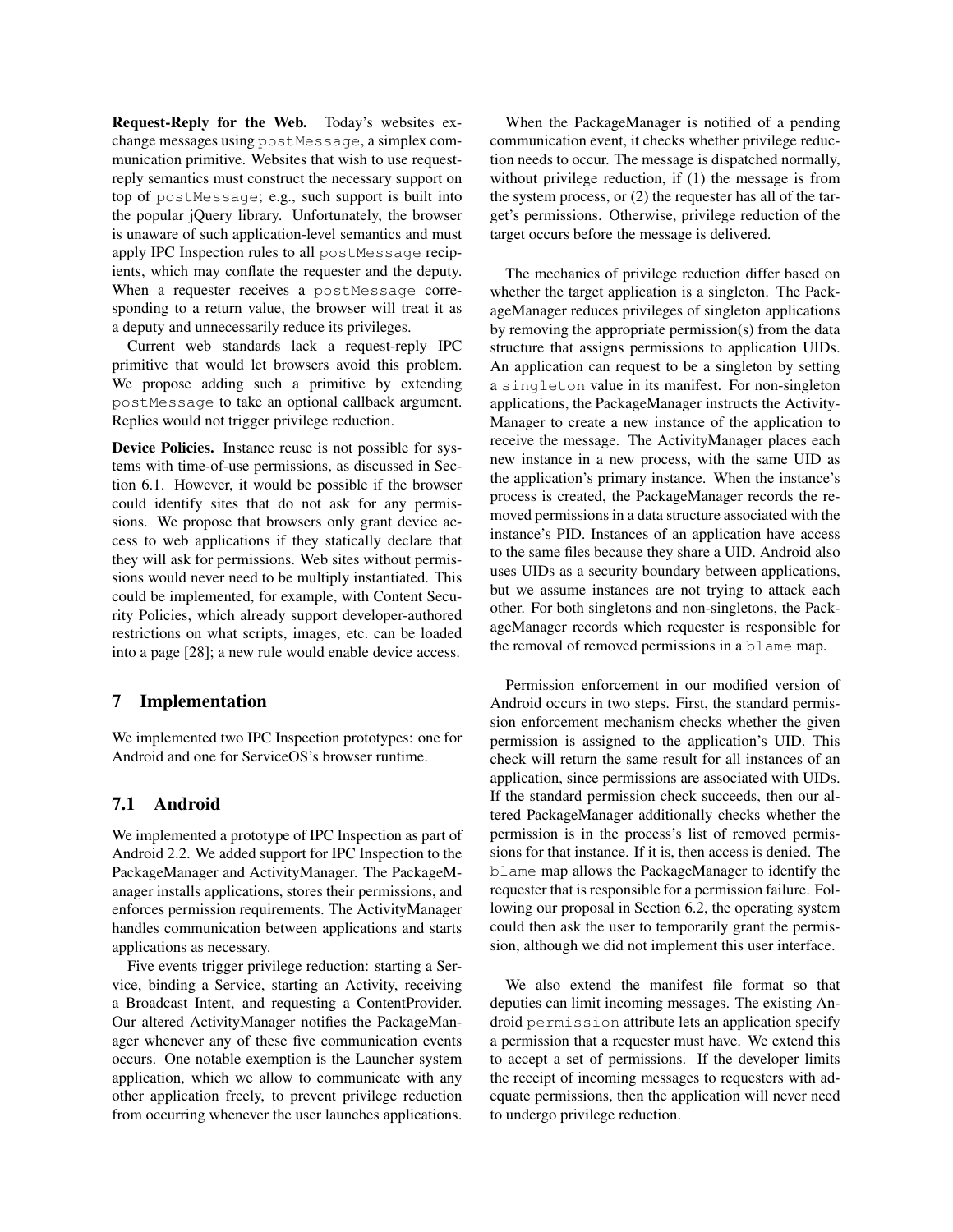**Request-Reply for the Web.** Today's websites exchange messages using `postMessage`, a simplex communication primitive. Websites that wish to use request-reply semantics must construct the necessary support on top of `postMessage`; e.g., such support is built into the popular jQuery library. Unfortunately, the browser is unaware of such application-level semantics and must apply IPC Inspection rules to all `postMessage` recipients, which may conflate the requester and the deputy. When a requester receives a `postMessage` corresponding to a return value, the browser will treat it as a deputy and unnecessarily reduce its privileges.

Current web standards lack a request-reply IPC primitive that would let browsers avoid this problem. We propose adding such a primitive by extending `postMessage` to take an optional callback argument. Replies would not trigger privilege reduction.

**Device Policies.** Instance reuse is not possible for systems with time-of-use permissions, as discussed in Section 6.1. However, it would be possible if the browser could identify sites that do not ask for any permissions. We propose that browsers only grant device access to web applications if they statically declare that they will ask for permissions. Web sites without permissions would never need to be multiply instantiated. This could be implemented, for example, with Content Security Policies, which already support developer-authored restrictions on what scripts, images, etc. can be loaded into a page [28]; a new rule would enable device access.

## 7 Implementation

We implemented two IPC Inspection prototypes: one for Android and one for ServiceOS's browser runtime.

### 7.1 Android

We implemented a prototype of IPC Inspection as part of Android 2.2. We added support for IPC Inspection to the PackageManager and ActivityManager. The PackageManager installs applications, stores their permissions, and enforces permission requirements. The ActivityManager handles communication between applications and starts applications as necessary.

Five events trigger privilege reduction: starting a Service, binding a Service, starting an Activity, receiving a Broadcast Intent, and requesting a ContentProvider. Our altered ActivityManager notifies the PackageManager whenever any of these five communication events occurs. One notable exemption is the Launcher system application, which we allow to communicate with any other application freely, to prevent privilege reduction from occurring whenever the user launches applications.

When the PackageManager is notified of a pending communication event, it checks whether privilege reduction needs to occur. The message is dispatched normally, without privilege reduction, if (1) the message is from the system process, or (2) the requester has all of the target's permissions. Otherwise, privilege reduction of the target occurs before the message is delivered.

The mechanics of privilege reduction differ based on whether the target application is a singleton. The PackageManager reduces privileges of singleton applications by removing the appropriate permission(s) from the data structure that assigns permissions to application UIDs. An application can request to be a singleton by setting a `singleton` value in its manifest. For non-singleton applications, the PackageManager instructs the ActivityManager to create a new instance of the application to receive the message. The ActivityManager places each new instance in a new process, with the same UID as the application's primary instance. When the instance's process is created, the PackageManager records the removed permissions in a data structure associated with the instance's PID. Instances of an application have access to the same files because they share a UID. Android also uses UIDs as a security boundary between applications, but we assume instances are not trying to attack each other. For both singletons and non-singletons, the PackageManager records which requester is responsible for the removal of removed permissions in a `blame` map.

Permission enforcement in our modified version of Android occurs in two steps. First, the standard permission enforcement mechanism checks whether the given permission is assigned to the application's UID. This check will return the same result for all instances of an application, since permissions are associated with UIDs. If the standard permission check succeeds, then our altered PackageManager additionally checks whether the permission is in the process's list of removed permissions for that instance. If it is, then access is denied. The `blame` map allows the PackageManager to identify the requester that is responsible for a permission failure. Following our proposal in Section 6.2, the operating system could then ask the user to temporarily grant the permission, although we did not implement this user interface.

We also extend the manifest file format so that deputies can limit incoming messages. The existing Android `permission` attribute lets an application specify a permission that a requester must have. We extend this to accept a set of permissions. If the developer limits the receipt of incoming messages to requesters with adequate permissions, then the application will never need to undergo privilege reduction.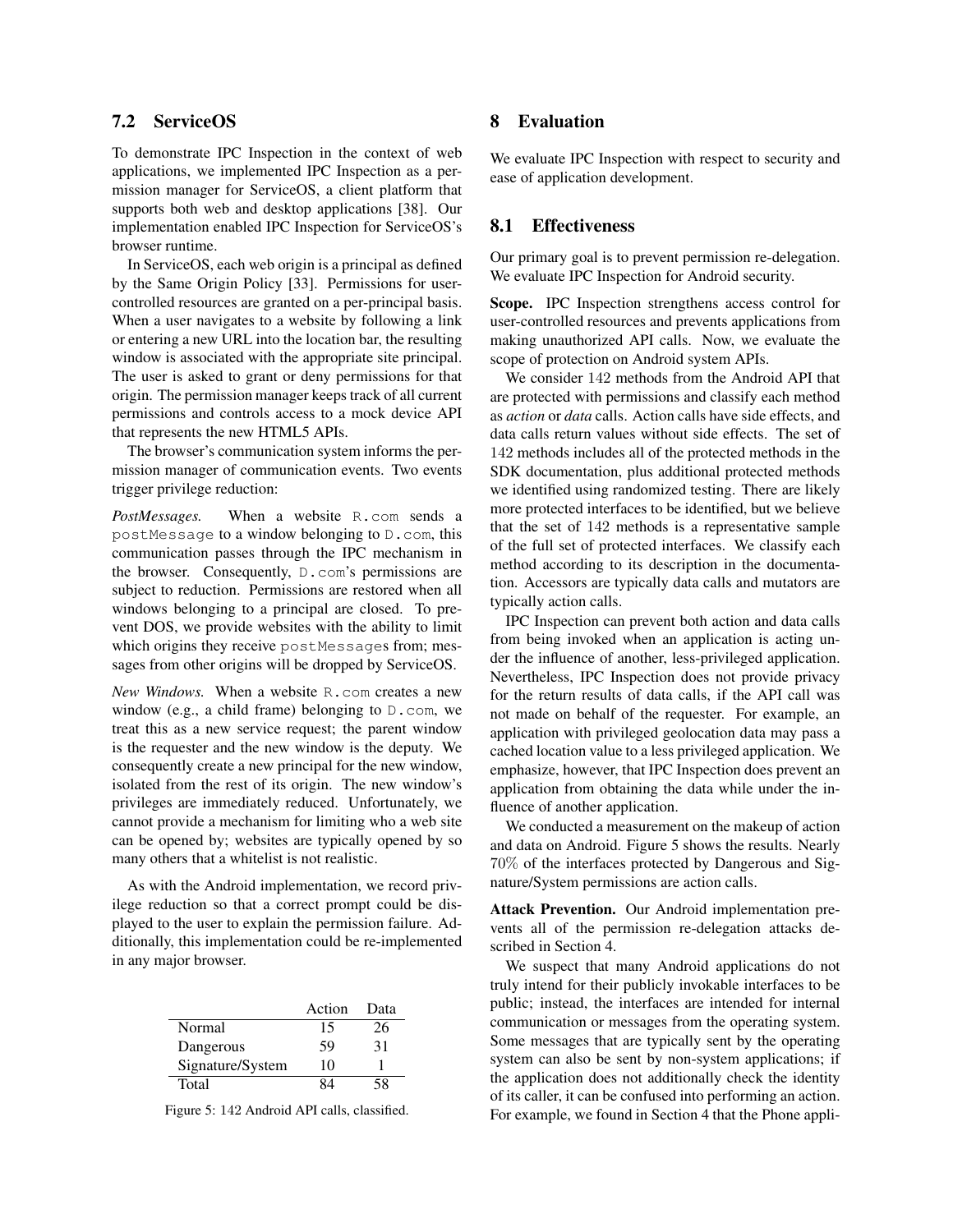## 7.2 ServiceOS

To demonstrate IPC Inspection in the context of web applications, we implemented IPC Inspection as a permission manager for ServiceOS, a client platform that supports both web and desktop applications [38]. Our implementation enabled IPC Inspection for ServiceOS's browser runtime.

In ServiceOS, each web origin is a principal as defined by the Same Origin Policy [33]. Permissions for user-controlled resources are granted on a per-principal basis. When a user navigates to a website by following a link or entering a new URL into the location bar, the resulting window is associated with the appropriate site principal. The user is asked to grant or deny permissions for that origin. The permission manager keeps track of all current permissions and controls access to a mock device API that represents the new HTML5 APIs.

The browser's communication system informs the permission manager of communication events. Two events trigger privilege reduction:

*PostMessages.* When a website `R.com` sends a `postMessage` to a window belonging to `D.com`, this communication passes through the IPC mechanism in the browser. Consequently, `D.com`'s permissions are subject to reduction. Permissions are restored when all windows belonging to a principal are closed. To prevent DOS, we provide websites with the ability to limit which origins they receive `postMessage`s from; messages from other origins will be dropped by ServiceOS.

*New Windows.* When a website `R.com` creates a new window (e.g., a child frame) belonging to `D.com`, we treat this as a new service request; the parent window is the requester and the new window is the deputy. We consequently create a new principal for the new window, isolated from the rest of its origin. The new window's privileges are immediately reduced. Unfortunately, we cannot provide a mechanism for limiting who a web site can be opened by; websites are typically opened by so many others that a whitelist is not realistic.

As with the Android implementation, we record privilege reduction so that a correct prompt could be displayed to the user to explain the permission failure. Additionally, this implementation could be re-implemented in any major browser.

| | Action | Data |
|---|---|---|
| Normal | 15 | 26 |
| Dangerous | 59 | 31 |
| Signature/System | 10 | 1 |
| Total | 84 | 58 |

Figure 5: 142 Android API calls, classified.

# 8 Evaluation

We evaluate IPC Inspection with respect to security and ease of application development.

## 8.1 Effectiveness

Our primary goal is to prevent permission re-delegation. We evaluate IPC Inspection for Android security.

**Scope.** IPC Inspection strengthens access control for user-controlled resources and prevents applications from making unauthorized API calls. Now, we evaluate the scope of protection on Android system APIs.

We consider 142 methods from the Android API that are protected with permissions and classify each method as *action* or *data* calls. Action calls have side effects, and data calls return values without side effects. The set of 142 methods includes all of the protected methods in the SDK documentation, plus additional protected methods we identified using randomized testing. There are likely more protected interfaces to be identified, but we believe that the set of 142 methods is a representative sample of the full set of protected interfaces. We classify each method according to its description in the documentation. Accessors are typically data calls and mutators are typically action calls.

IPC Inspection can prevent both action and data calls from being invoked when an application is acting under the influence of another, less-privileged application. Nevertheless, IPC Inspection does not provide privacy for the return results of data calls, if the API call was not made on behalf of the requester. For example, an application with privileged geolocation data may pass a cached location value to a less privileged application. We emphasize, however, that IPC Inspection does prevent an application from obtaining the data while under the influence of another application.

We conducted a measurement on the makeup of action and data on Android. Figure 5 shows the results. Nearly 70% of the interfaces protected by Dangerous and Signature/System permissions are action calls.

**Attack Prevention.** Our Android implementation prevents all of the permission re-delegation attacks described in Section 4.

We suspect that many Android applications do not truly intend for their publicly invokable interfaces to be public; instead, the interfaces are intended for internal communication or messages from the operating system. Some messages that are typically sent by the operating system can also be sent by non-system applications; if the application does not additionally check the identity of its caller, it can be confused into performing an action. For example, we found in Section 4 that the Phone appli-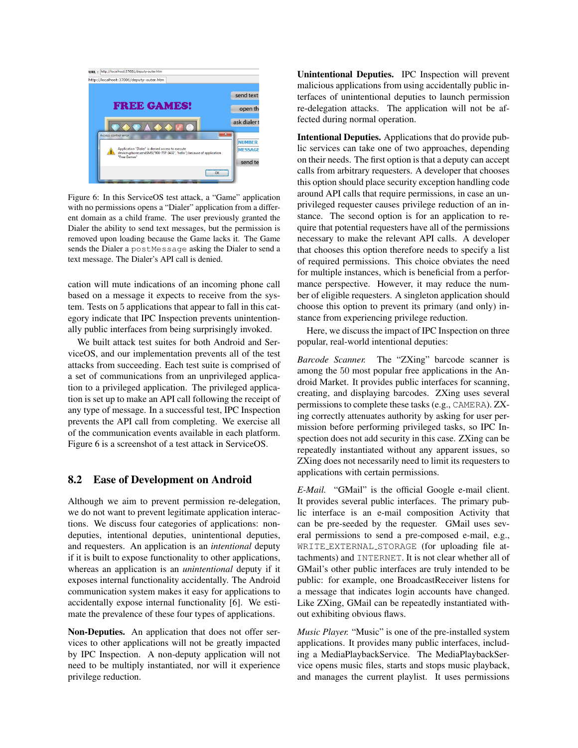Figure 6: In this ServiceOS test attack, a "Game" application with no permissions opens a "Dialer" application from a different domain as a child frame. The user previously granted the Dialer the ability to send text messages, but the permission is removed upon loading because the Game lacks it. The Game sends the Dialer a `postMessage` asking the Dialer to send a text message. The Dialer's API call is denied.

cation will mute indications of an incoming phone call based on a message it expects to receive from the system. Tests on 5 applications that appear to fall in this category indicate that IPC Inspection prevents unintentionally public interfaces from being surprisingly invoked.

We built attack test suites for both Android and ServiceOS, and our implementation prevents all of the test attacks from succeeding. Each test suite is comprised of a set of communications from an unprivileged application to a privileged application. The privileged application is set up to make an API call following the receipt of any type of message. In a successful test, IPC Inspection prevents the API call from completing. We exercise all of the communication events available in each platform. Figure 6 is a screenshot of a test attack in ServiceOS.

## 8.2 Ease of Development on Android

Although we aim to prevent permission re-delegation, we do not want to prevent legitimate application interactions. We discuss four categories of applications: non-deputies, intentional deputies, unintentional deputies, and requesters. An application is an *intentional* deputy if it is built to expose functionality to other applications, whereas an application is an *unintentional* deputy if it exposes internal functionality accidentally. The Android communication system makes it easy for applications to accidentally expose internal functionality [6]. We estimate the prevalence of these four types of applications.

**Non-Deputies.** An application that does not offer services to other applications will not be greatly impacted by IPC Inspection. A non-deputy application will not need to be multiply instantiated, nor will it experience privilege reduction.

**Unintentional Deputies.** IPC Inspection will prevent malicious applications from using accidentally public interfaces of unintentional deputies to launch permission re-delegation attacks. The application will not be affected during normal operation.

**Intentional Deputies.** Applications that do provide public services can take one of two approaches, depending on their needs. The first option is that a deputy can accept calls from arbitrary requesters. A developer that chooses this option should place security exception handling code around API calls that require permissions, in case an unprivileged requester causes privilege reduction of an instance. The second option is for an application to require that potential requesters have all of the permissions necessary to make the relevant API calls. A developer that chooses this option therefore needs to specify a list of required permissions. This choice obviates the need for multiple instances, which is beneficial from a performance perspective. However, it may reduce the number of eligible requesters. A singleton application should choose this option to prevent its primary (and only) instance from experiencing privilege reduction.

Here, we discuss the impact of IPC Inspection on three popular, real-world intentional deputies:

*Barcode Scanner.* The "ZXing" barcode scanner is among the 50 most popular free applications in the Android Market. It provides public interfaces for scanning, creating, and displaying barcodes. ZXing uses several permissions to complete these tasks (e.g., `CAMERA`). ZXing correctly attenuates authority by asking for user permission before performing privileged tasks, so IPC Inspection does not add security in this case. ZXing can be repeatedly instantiated without any apparent issues, so ZXing does not necessarily need to limit its requesters to applications with certain permissions.

*E-Mail.* "GMail" is the official Google e-mail client. It provides several public interfaces. The primary public interface is an e-mail composition Activity that can be pre-seeded by the requester. GMail uses several permissions to send a pre-composed e-mail, e.g., `WRITE_EXTERNAL_STORAGE` (for uploading file attachments) and `INTERNET`. It is not clear whether all of GMail's other public interfaces are truly intended to be public: for example, one BroadcastReceiver listens for a message that indicates login accounts have changed. Like ZXing, GMail can be repeatedly instantiated without exhibiting obvious flaws.

*Music Player.* "Music" is one of the pre-installed system applications. It provides many public interfaces, including a MediaPlaybackService. The MediaPlaybackService opens music files, starts and stops music playback, and manages the current playlist. It uses permissions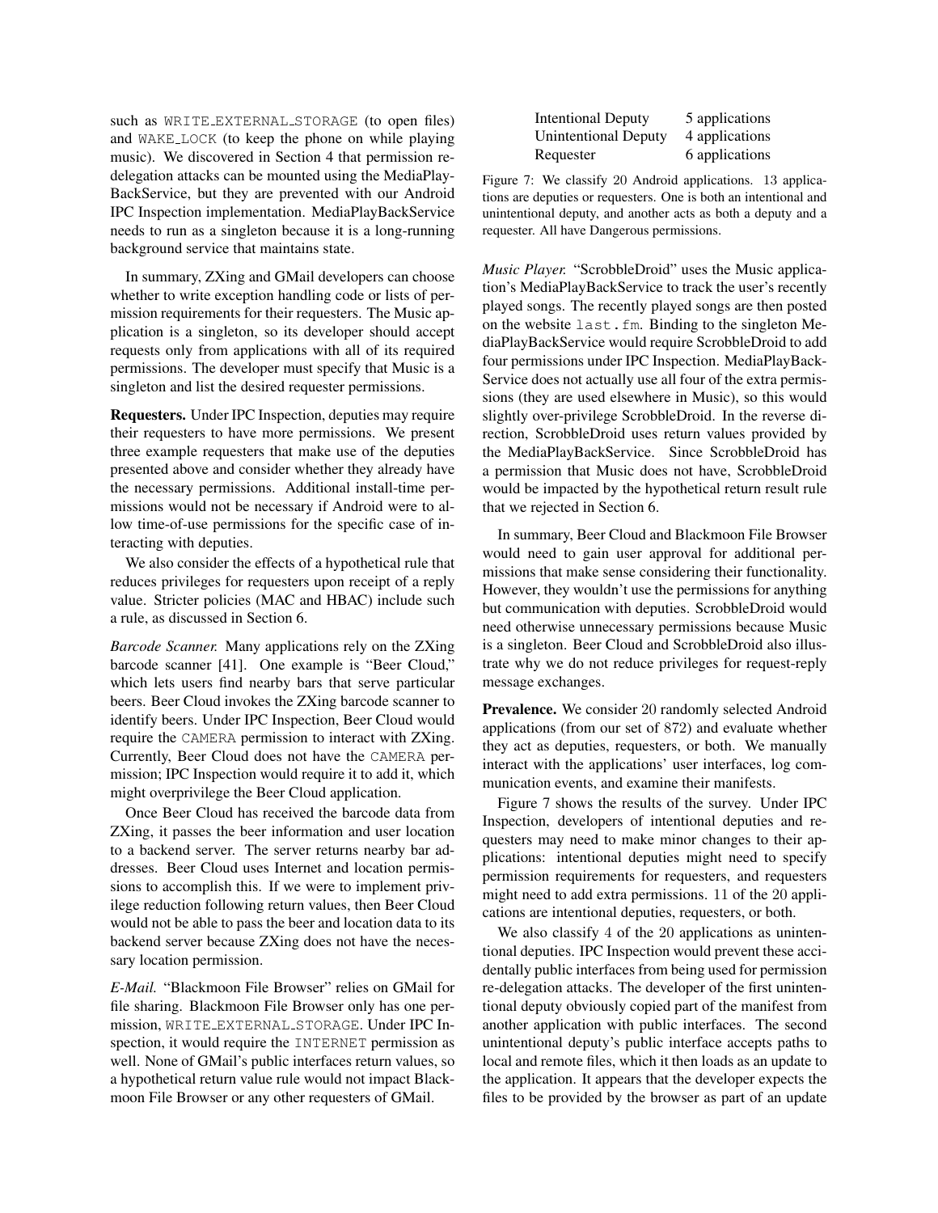such as WRITE_EXTERNAL_STORAGE (to open files) and WAKE_LOCK (to keep the phone on while playing music). We discovered in Section 4 that permission re-delegation attacks can be mounted using the MediaPlayBackService, but they are prevented with our Android IPC Inspection implementation. MediaPlayBackService needs to run as a singleton because it is a long-running background service that maintains state.

In summary, ZXing and GMail developers can choose whether to write exception handling code or lists of permission requirements for their requesters. The Music application is a singleton, so its developer should accept requests only from applications with all of its required permissions. The developer must specify that Music is a singleton and list the desired requester permissions.

**Requesters.** Under IPC Inspection, deputies may require their requesters to have more permissions. We present three example requesters that make use of the deputies presented above and consider whether they already have the necessary permissions. Additional install-time permissions would not be necessary if Android were to allow time-of-use permissions for the specific case of interacting with deputies.

We also consider the effects of a hypothetical rule that reduces privileges for requesters upon receipt of a reply value. Stricter policies (MAC and HBAC) include such a rule, as discussed in Section 6.

*Barcode Scanner.* Many applications rely on the ZXing barcode scanner [41]. One example is "Beer Cloud," which lets users find nearby bars that serve particular beers. Beer Cloud invokes the ZXing barcode scanner to identify beers. Under IPC Inspection, Beer Cloud would require the CAMERA permission to interact with ZXing. Currently, Beer Cloud does not have the CAMERA permission; IPC Inspection would require it to add it, which might overprivilege the Beer Cloud application.

Once Beer Cloud has received the barcode data from ZXing, it passes the beer information and user location to a backend server. The server returns nearby bar addresses. Beer Cloud uses Internet and location permissions to accomplish this. If we were to implement privilege reduction following return values, then Beer Cloud would not be able to pass the beer and location data to its backend server because ZXing does not have the necessary location permission.

*E-Mail.* "Blackmoon File Browser" relies on GMail for file sharing. Blackmoon File Browser only has one permission, WRITE_EXTERNAL_STORAGE. Under IPC Inspection, it would require the INTERNET permission as well. None of GMail's public interfaces return values, so a hypothetical return value rule would not impact Blackmoon File Browser or any other requesters of GMail.

| | |
|---|---|
| Intentional Deputy | 5 applications |
| Unintentional Deputy | 4 applications |
| Requester | 6 applications |

Figure 7: We classify 20 Android applications. 13 applications are deputies or requesters. One is both an intentional and unintentional deputy, and another acts as both a deputy and a requester. All have Dangerous permissions.

*Music Player.* "ScrobbleDroid" uses the Music application's MediaPlayBackService to track the user's recently played songs. The recently played songs are then posted on the website last.fm. Binding to the singleton MediaPlayBackService would require ScrobbleDroid to add four permissions under IPC Inspection. MediaPlayBackService does not actually use all four of the extra permissions (they are used elsewhere in Music), so this would slightly over-privilege ScrobbleDroid. In the reverse direction, ScrobbleDroid uses return values provided by the MediaPlayBackService. Since ScrobbleDroid has a permission that Music does not have, ScrobbleDroid would be impacted by the hypothetical return result rule that we rejected in Section 6.

In summary, Beer Cloud and Blackmoon File Browser would need to gain user approval for additional permissions that make sense considering their functionality. However, they wouldn't use the permissions for anything but communication with deputies. ScrobbleDroid would need otherwise unnecessary permissions because Music is a singleton. Beer Cloud and ScrobbleDroid also illustrate why we do not reduce privileges for request-reply message exchanges.

**Prevalence.** We consider 20 randomly selected Android applications (from our set of 872) and evaluate whether they act as deputies, requesters, or both. We manually interact with the applications' user interfaces, log communication events, and examine their manifests.

Figure 7 shows the results of the survey. Under IPC Inspection, developers of intentional deputies and requesters may need to make minor changes to their applications: intentional deputies might need to specify permission requirements for requesters, and requesters might need to add extra permissions. 11 of the 20 applications are intentional deputies, requesters, or both.

We also classify 4 of the 20 applications as unintentional deputies. IPC Inspection would prevent these accidentally public interfaces from being used for permission re-delegation attacks. The developer of the first unintentional deputy obviously copied part of the manifest from another application with public interfaces. The second unintentional deputy's public interface accepts paths to local and remote files, which it then loads as an update to the application. It appears that the developer expects the files to be provided by the browser as part of an update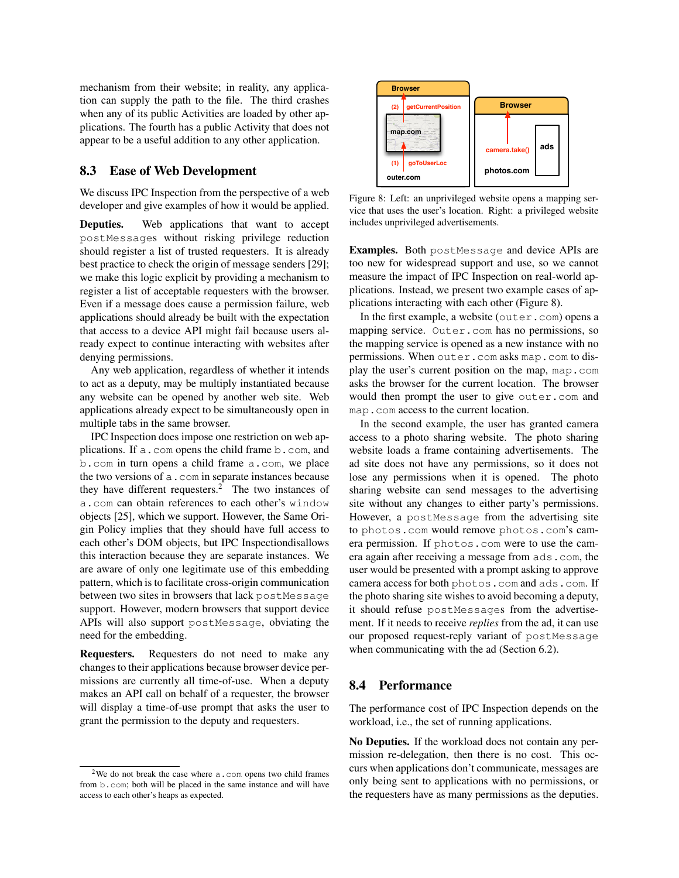mechanism from their website; in reality, any application can supply the path to the file. The third crashes when any of its public Activities are loaded by other applications. The fourth has a public Activity that does not appear to be a useful addition to any other application.

## 8.3 Ease of Web Development

We discuss IPC Inspection from the perspective of a web developer and give examples of how it would be applied.

**Deputies.** Web applications that want to accept `postMessage`s without risking privilege reduction should register a list of trusted requesters. It is already best practice to check the origin of message senders [29]; we make this logic explicit by providing a mechanism to register a list of acceptable requesters with the browser. Even if a message does cause a permission failure, web applications should already be built with the expectation that access to a device API might fail because users already expect to continue interacting with websites after denying permissions.

Any web application, regardless of whether it intends to act as a deputy, may be multiply instantiated because any website can be opened by another web site. Web applications already expect to be simultaneously open in multiple tabs in the same browser.

IPC Inspection does impose one restriction on web applications. If `a.com` opens the child frame `b.com`, and `b.com` in turn opens a child frame `a.com`, we place the two versions of `a.com` in separate instances because they have different requesters.[2] The two instances of `a.com` can obtain references to each other's `window` objects [25], which we support. However, the Same Origin Policy implies that they should have full access to each other's DOM objects, but IPC Inspectiondisallows this interaction because they are separate instances. We are aware of only one legitimate use of this embedding pattern, which is to facilitate cross-origin communication between two sites in browsers that lack `postMessage` support. However, modern browsers that support device APIs will also support `postMessage`, obviating the need for the embedding.

**Requesters.** Requesters do not need to make any changes to their applications because browser device permissions are currently all time-of-use. When a deputy makes an API call on behalf of a requester, the browser will display a time-of-use prompt that asks the user to grant the permission to the deputy and requesters.

[2] We do not break the case where `a.com` opens two child frames from `b.com`; both will be placed in the same instance and will have access to each other's heaps as expected.

Figure 8: Left: an unprivileged website opens a mapping service that uses the user's location. Right: a privileged website includes unprivileged advertisements.

**Examples.** Both `postMessage` and device APIs are too new for widespread support and use, so we cannot measure the impact of IPC Inspection on real-world applications. Instead, we present two example cases of applications interacting with each other (Figure 8).

In the first example, a website (`outer.com`) opens a mapping service. `Outer.com` has no permissions, so the mapping service is opened as a new instance with no permissions. When `outer.com` asks `map.com` to display the user's current position on the map, `map.com` asks the browser for the current location. The browser would then prompt the user to give `outer.com` and `map.com` access to the current location.

In the second example, the user has granted camera access to a photo sharing website. The photo sharing website loads a frame containing advertisements. The ad site does not have any permissions, so it does not lose any permissions when it is opened. The photo sharing website can send messages to the advertising site without any changes to either party's permissions. However, a `postMessage` from the advertising site to `photos.com` would remove `photos.com`'s camera permission. If `photos.com` were to use the camera again after receiving a message from `ads.com`, the user would be presented with a prompt asking to approve camera access for both `photos.com` and `ads.com`. If the photo sharing site wishes to avoid becoming a deputy, it should refuse `postMessage`s from the advertisement. If it needs to receive *replies* from the ad, it can use our proposed request-reply variant of `postMessage` when communicating with the ad (Section 6.2).

## 8.4 Performance

The performance cost of IPC Inspection depends on the workload, i.e., the set of running applications.

**No Deputies.** If the workload does not contain any permission re-delegation, then there is no cost. This occurs when applications don't communicate, messages are only being sent to applications with no permissions, or the requesters have as many permissions as the deputies.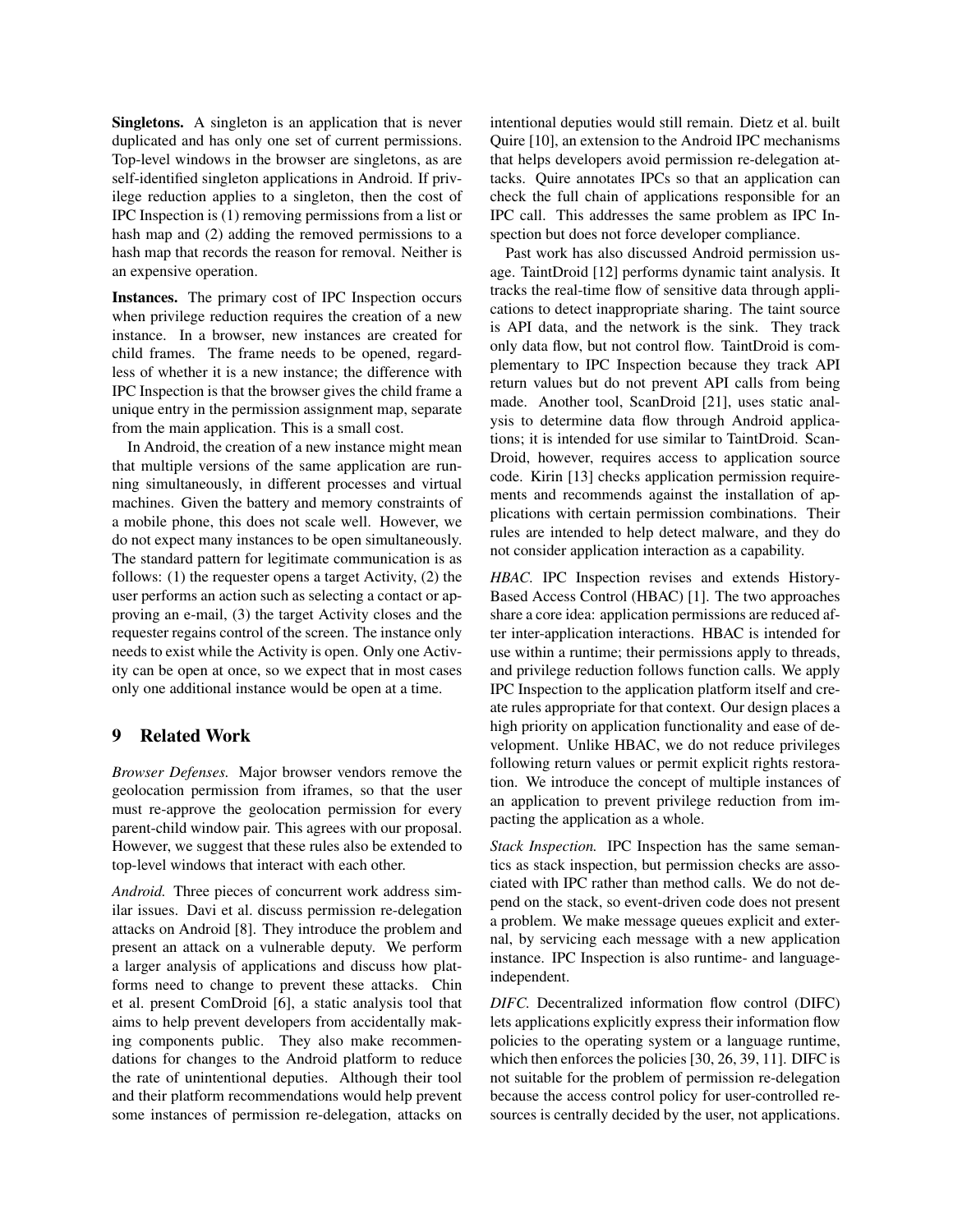**Singletons.** A singleton is an application that is never duplicated and has only one set of current permissions. Top-level windows in the browser are singletons, as are self-identified singleton applications in Android. If privilege reduction applies to a singleton, then the cost of IPC Inspection is (1) removing permissions from a list or hash map and (2) adding the removed permissions to a hash map that records the reason for removal. Neither is an expensive operation.

**Instances.** The primary cost of IPC Inspection occurs when privilege reduction requires the creation of a new instance. In a browser, new instances are created for child frames. The frame needs to be opened, regardless of whether it is a new instance; the difference with IPC Inspection is that the browser gives the child frame a unique entry in the permission assignment map, separate from the main application. This is a small cost.

In Android, the creation of a new instance might mean that multiple versions of the same application are running simultaneously, in different processes and virtual machines. Given the battery and memory constraints of a mobile phone, this does not scale well. However, we do not expect many instances to be open simultaneously. The standard pattern for legitimate communication is as follows: (1) the requester opens a target Activity, (2) the user performs an action such as selecting a contact or approving an e-mail, (3) the target Activity closes and the requester regains control of the screen. The instance only needs to exist while the Activity is open. Only one Activity can be open at once, so we expect that in most cases only one additional instance would be open at a time.

# 9 Related Work

*Browser Defenses.* Major browser vendors remove the geolocation permission from iframes, so that the user must re-approve the geolocation permission for every parent-child window pair. This agrees with our proposal. However, we suggest that these rules also be extended to top-level windows that interact with each other.

*Android.* Three pieces of concurrent work address similar issues. Davi et al. discuss permission re-delegation attacks on Android [8]. They introduce the problem and present an attack on a vulnerable deputy. We perform a larger analysis of applications and discuss how platforms need to change to prevent these attacks. Chin et al. present ComDroid [6], a static analysis tool that aims to help prevent developers from accidentally making components public. They also make recommendations for changes to the Android platform to reduce the rate of unintentional deputies. Although their tool and their platform recommendations would help prevent some instances of permission re-delegation, attacks on intentional deputies would still remain. Dietz et al. built Quire [10], an extension to the Android IPC mechanisms that helps developers avoid permission re-delegation attacks. Quire annotates IPCs so that an application can check the full chain of applications responsible for an IPC call. This addresses the same problem as IPC Inspection but does not force developer compliance.

Past work has also discussed Android permission usage. TaintDroid [12] performs dynamic taint analysis. It tracks the real-time flow of sensitive data through applications to detect inappropriate sharing. The taint source is API data, and the network is the sink. They track only data flow, but not control flow. TaintDroid is complementary to IPC Inspection because they track API return values but do not prevent API calls from being made. Another tool, ScanDroid [21], uses static analysis to determine data flow through Android applications; it is intended for use similar to TaintDroid. ScanDroid, however, requires access to application source code. Kirin [13] checks application permission requirements and recommends against the installation of applications with certain permission combinations. Their rules are intended to help detect malware, and they do not consider application interaction as a capability.

*HBAC.* IPC Inspection revises and extends History-Based Access Control (HBAC) [1]. The two approaches share a core idea: application permissions are reduced after inter-application interactions. HBAC is intended for use within a runtime; their permissions apply to threads, and privilege reduction follows function calls. We apply IPC Inspection to the application platform itself and create rules appropriate for that context. Our design places a high priority on application functionality and ease of development. Unlike HBAC, we do not reduce privileges following return values or permit explicit rights restoration. We introduce the concept of multiple instances of an application to prevent privilege reduction from impacting the application as a whole.

*Stack Inspection.* IPC Inspection has the same semantics as stack inspection, but permission checks are associated with IPC rather than method calls. We do not depend on the stack, so event-driven code does not present a problem. We make message queues explicit and external, by servicing each message with a new application instance. IPC Inspection is also runtime- and language-independent.

*DIFC.* Decentralized information flow control (DIFC) lets applications explicitly express their information flow policies to the operating system or a language runtime, which then enforces the policies [30, 26, 39, 11]. DIFC is not suitable for the problem of permission re-delegation because the access control policy for user-controlled resources is centrally decided by the user, not applications.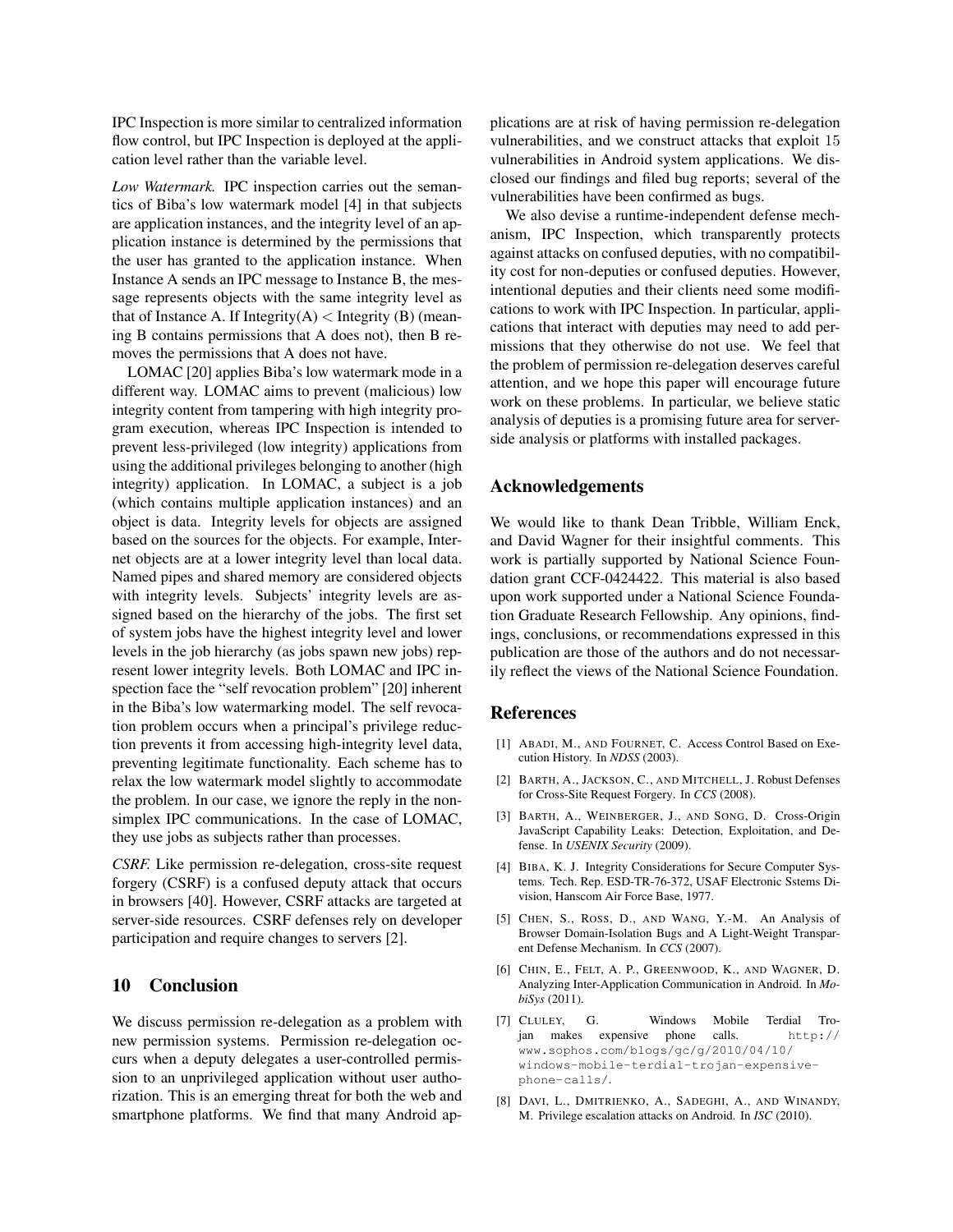IPC Inspection is more similar to centralized information flow control, but IPC Inspection is deployed at the application level rather than the variable level.

*Low Watermark.* IPC inspection carries out the semantics of Biba's low watermark model [4] in that subjects are application instances, and the integrity level of an application instance is determined by the permissions that the user has granted to the application instance. When Instance A sends an IPC message to Instance B, the message represents objects with the same integrity level as that of Instance A. If Integrity(A) < Integrity (B) (meaning B contains permissions that A does not), then B removes the permissions that A does not have.

LOMAC [20] applies Biba's low watermark mode in a different way. LOMAC aims to prevent (malicious) low integrity content from tampering with high integrity program execution, whereas IPC Inspection is intended to prevent less-privileged (low integrity) applications from using the additional privileges belonging to another (high integrity) application. In LOMAC, a subject is a job (which contains multiple application instances) and an object is data. Integrity levels for objects are assigned based on the sources for the objects. For example, Internet objects are at a lower integrity level than local data. Named pipes and shared memory are considered objects with integrity levels. Subjects' integrity levels are assigned based on the hierarchy of the jobs. The first set of system jobs have the highest integrity level and lower levels in the job hierarchy (as jobs spawn new jobs) represent lower integrity levels. Both LOMAC and IPC inspection face the "self revocation problem" [20] inherent in the Biba's low watermarking model. The self revocation problem occurs when a principal's privilege reduction prevents it from accessing high-integrity level data, preventing legitimate functionality. Each scheme has to relax the low watermark model slightly to accommodate the problem. In our case, we ignore the reply in the non-simplex IPC communications. In the case of LOMAC, they use jobs as subjects rather than processes.

*CSRF.* Like permission re-delegation, cross-site request forgery (CSRF) is a confused deputy attack that occurs in browsers [40]. However, CSRF attacks are targeted at server-side resources. CSRF defenses rely on developer participation and require changes to servers [2].

## 10 Conclusion

We discuss permission re-delegation as a problem with new permission systems. Permission re-delegation occurs when a deputy delegates a user-controlled permission to an unprivileged application without user authorization. This is an emerging threat for both the web and smartphone platforms. We find that many Android applications are at risk of having permission re-delegation vulnerabilities, and we construct attacks that exploit 15 vulnerabilities in Android system applications. We disclosed our findings and filed bug reports; several of the vulnerabilities have been confirmed as bugs.

We also devise a runtime-independent defense mechanism, IPC Inspection, which transparently protects against attacks on confused deputies, with no compatibility cost for non-deputies or confused deputies. However, intentional deputies and their clients need some modifications to work with IPC Inspection. In particular, applications that interact with deputies may need to add permissions that they otherwise do not use. We feel that the problem of permission re-delegation deserves careful attention, and we hope this paper will encourage future work on these problems. In particular, we believe static analysis of deputies is a promising future area for server-side analysis or platforms with installed packages.

## Acknowledgements

We would like to thank Dean Tribble, William Enck, and David Wagner for their insightful comments. This work is partially supported by National Science Foundation grant CCF-0424422. This material is also based upon work supported under a National Science Foundation Graduate Research Fellowship. Any opinions, findings, conclusions, or recommendations expressed in this publication are those of the authors and do not necessarily reflect the views of the National Science Foundation.

## References

[1] Abadi, M., and Fournet, C. Access Control Based on Execution History. In *NDSS* (2003).

[2] Barth, A., Jackson, C., and Mitchell, J. Robust Defenses for Cross-Site Request Forgery. In *CCS* (2008).

[3] Barth, A., Weinberger, J., and Song, D. Cross-Origin JavaScript Capability Leaks: Detection, Exploitation, and Defense. In *USENIX Security* (2009).

[4] Biba, K. J. Integrity Considerations for Secure Computer Systems. Tech. Rep. ESD-TR-76-372, USAF Electronic Sstems Division, Hanscom Air Force Base, 1977.

[5] Chen, S., Ross, D., and Wang, Y.-M. An Analysis of Browser Domain-Isolation Bugs and A Light-Weight Transparent Defense Mechanism. In *CCS* (2007).

[6] Chin, E., Felt, A. P., Greenwood, K., and Wagner, D. Analyzing Inter-Application Communication in Android. In *MobiSys* (2011).

[7] Cluley, G. Windows Mobile Terdial Trojan makes expensive phone calls. http://www.sophos.com/blogs/gc/g/2010/04/10/windows-mobile-terdial-trojan-expensive-phone-calls/.

[8] Davi, L., Dmitrienko, A., Sadeghi, A., and Winandy, M. Privilege escalation attacks on Android. In *ISC* (2010).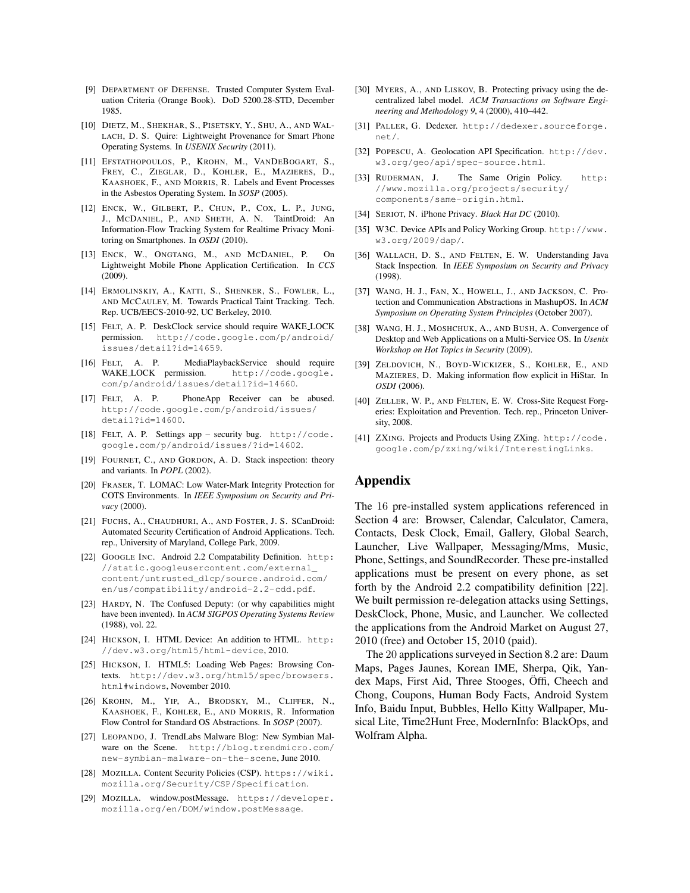[9] DEPARTMENT OF DEFENSE. Trusted Computer System Evaluation Criteria (Orange Book). DoD 5200.28-STD, December 1985.

[10] DIETZ, M., SHEKHAR, S., PISETSKY, Y., SHU, A., AND WALLACH, D. S. Quire: Lightweight Provenance for Smart Phone Operating Systems. In *USENIX Security* (2011).

[11] EFSTATHOPOULOS, P., KROHN, M., VANDEBOGART, S., FREY, C., ZIEGLAR, D., KOHLER, E., MAZIERES, D., KAASHOEK, F., AND MORRIS, R. Labels and Event Processes in the Asbestos Operating System. In *SOSP* (2005).

[12] ENCK, W., GILBERT, P., CHUN, P., COX, L. P., JUNG, J., MCDANIEL, P., AND SHETH, A. N. TaintDroid: An Information-Flow Tracking System for Realtime Privacy Monitoring on Smartphones. In *OSDI* (2010).

[13] ENCK, W., ONGTANG, M., AND MCDANIEL, P. On Lightweight Mobile Phone Application Certification. In *CCS* (2009).

[14] ERMOLINSKIY, A., KATTI, S., SHENKER, S., FOWLER, L., AND MCCAULEY, M. Towards Practical Taint Tracking. Tech. Rep. UCB/EECS-2010-92, UC Berkeley, 2010.

[15] FELT, A. P. DeskClock service should require WAKE_LOCK permission. http://code.google.com/p/android/issues/detail?id=14659.

[16] FELT, A. P. MediaPlaybackService should require WAKE_LOCK permission. http://code.google.com/p/android/issues/detail?id=14660.

[17] FELT, A. P. PhoneApp Receiver can be abused. http://code.google.com/p/android/issues/detail?id=14600.

[18] FELT, A. P. Settings app – security bug. http://code.google.com/p/android/issues/?id=14602.

[19] FOURNET, C., AND GORDON, A. D. Stack inspection: theory and variants. In *POPL* (2002).

[20] FRASER, T. LOMAC: Low Water-Mark Integrity Protection for COTS Environments. In *IEEE Symposium on Security and Privacy* (2000).

[21] FUCHS, A., CHAUDHURI, A., AND FOSTER, J. S. SCanDroid: Automated Security Certification of Android Applications. Tech. rep., University of Maryland, College Park, 2009.

[22] GOOGLE INC. Android 2.2 Compatability Definition. http://static.googleusercontent.com/external_content/untrusted_dlcp/source.android.com/en/us/compatibility/android-2.2-cdd.pdf.

[23] HARDY, N. The Confused Deputy: (or why capabilities might have been invented). In *ACM SIGPOS Operating Systems Review* (1988), vol. 22.

[24] HICKSON, I. HTML Device: An addition to HTML. http://dev.w3.org/html5/html-device, 2010.

[25] HICKSON, I. HTML5: Loading Web Pages: Browsing Contexts. http://dev.w3.org/html5/spec/browsers.html#windows, November 2010.

[26] KROHN, M., YIP, A., BRODSKY, M., CLIFFER, N., KAASHOEK, F., KOHLER, E., AND MORRIS, R. Information Flow Control for Standard OS Abstractions. In *SOSP* (2007).

[27] LEOPANDO, J. TrendLabs Malware Blog: New Symbian Malware on the Scene. http://blog.trendmicro.com/new-symbian-malware-on-the-scene, June 2010.

[28] MOZILLA. Content Security Policies (CSP). https://wiki.mozilla.org/Security/CSP/Specification.

[29] MOZILLA. window.postMessage. https://developer.mozilla.org/en/DOM/window.postMessage.

[30] MYERS, A., AND LISKOV, B. Protecting privacy using the decentralized label model. *ACM Transactions on Software Engineering and Methodology 9*, 4 (2000), 410–442.

[31] PALLER, G. Dedexer. http://dedexer.sourceforge.net/.

[32] POPESCU, A. Geolocation API Specification. http://dev.w3.org/geo/api/spec-source.html.

[33] RUDERMAN, J. The Same Origin Policy. http://www.mozilla.org/projects/security/components/same-origin.html.

[34] SERIOT, N. iPhone Privacy. *Black Hat DC* (2010).

[35] W3C. Device APIs and Policy Working Group. http://www.w3.org/2009/dap/.

[36] WALLACH, D. S., AND FELTEN, E. W. Understanding Java Stack Inspection. In *IEEE Symposium on Security and Privacy* (1998).

[37] WANG, H. J., FAN, X., HOWELL, J., AND JACKSON, C. Protection and Communication Abstractions in MashupOS. In *ACM Symposium on Operating System Principles* (October 2007).

[38] WANG, H. J., MOSHCHUK, A., AND BUSH, A. Convergence of Desktop and Web Applications on a Multi-Service OS. In *Usenix Workshop on Hot Topics in Security* (2009).

[39] ZELDOVICH, N., BOYD-WICKIZER, S., KOHLER, E., AND MAZIERES, D. Making information flow explicit in HiStar. In *OSDI* (2006).

[40] ZELLER, W. P., AND FELTEN, E. W. Cross-Site Request Forgeries: Exploitation and Prevention. Tech. rep., Princeton University, 2008.

[41] ZXING. Projects and Products Using ZXing. http://code.google.com/p/zxing/wiki/InterestingLinks.

## Appendix

The 16 pre-installed system applications referenced in Section 4 are: Browser, Calendar, Calculator, Camera, Contacts, Desk Clock, Email, Gallery, Global Search, Launcher, Live Wallpaper, Messaging/Mms, Music, Phone, Settings, and SoundRecorder. These pre-installed applications must be present on every phone, as set forth by the Android 2.2 compatibility definition [22]. We built permission re-delegation attacks using Settings, DeskClock, Phone, Music, and Launcher. We collected the applications from the Android Market on August 27, 2010 (free) and October 15, 2010 (paid).

The 20 applications surveyed in Section 8.2 are: Daum Maps, Pages Jaunes, Korean IME, Sherpa, Qik, Yandex Maps, First Aid, Three Stooges, Öffi, Cheech and Chong, Coupons, Human Body Facts, Android System Info, Baidu Input, Bubbles, Hello Kitty Wallpaper, Musical Lite, Time2Hunt Free, ModernInfo: BlackOps, and Wolfram Alpha.